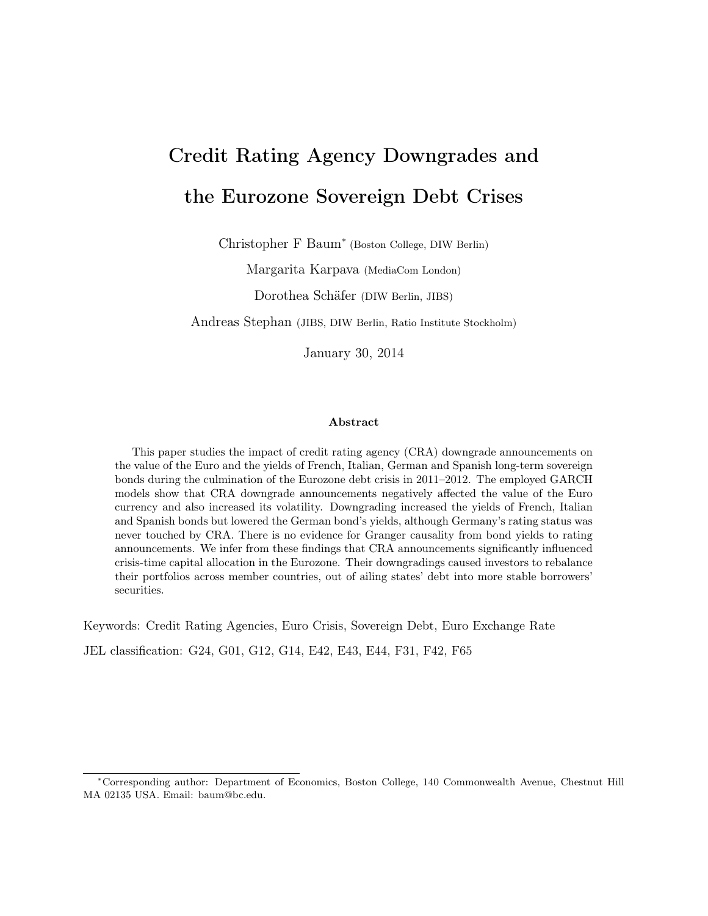# Credit Rating Agency Downgrades and the Eurozone Sovereign Debt Crises

Christopher F Baum* (Boston College, DIW Berlin)

Margarita Karpava (MediaCom London)

Dorothea Schäfer (DIW Berlin, JIBS)

Andreas Stephan (JIBS, DIW Berlin, Ratio Institute Stockholm)

January 30, 2014

### Abstract

This paper studies the impact of credit rating agency (CRA) downgrade announcements on the value of the Euro and the yields of French, Italian, German and Spanish long-term sovereign bonds during the culmination of the Eurozone debt crisis in 2011–2012. The employed GARCH models show that CRA downgrade announcements negatively affected the value of the Euro currency and also increased its volatility. Downgrading increased the yields of French, Italian and Spanish bonds but lowered the German bond's yields, although Germany's rating status was never touched by CRA. There is no evidence for Granger causality from bond yields to rating announcements. We infer from these findings that CRA announcements significantly influenced crisis-time capital allocation in the Eurozone. Their downgradings caused investors to rebalance their portfolios across member countries, out of ailing states' debt into more stable borrowers' securities.

Keywords: Credit Rating Agencies, Euro Crisis, Sovereign Debt, Euro Exchange Rate

JEL classification: G24, G01, G12, G14, E42, E43, E44, F31, F42, F65

*Corresponding author: Department of Economics, Boston College, 140 Commonwealth Avenue, Chestnut Hill MA 02135 USA. Email: baum@bc.edu.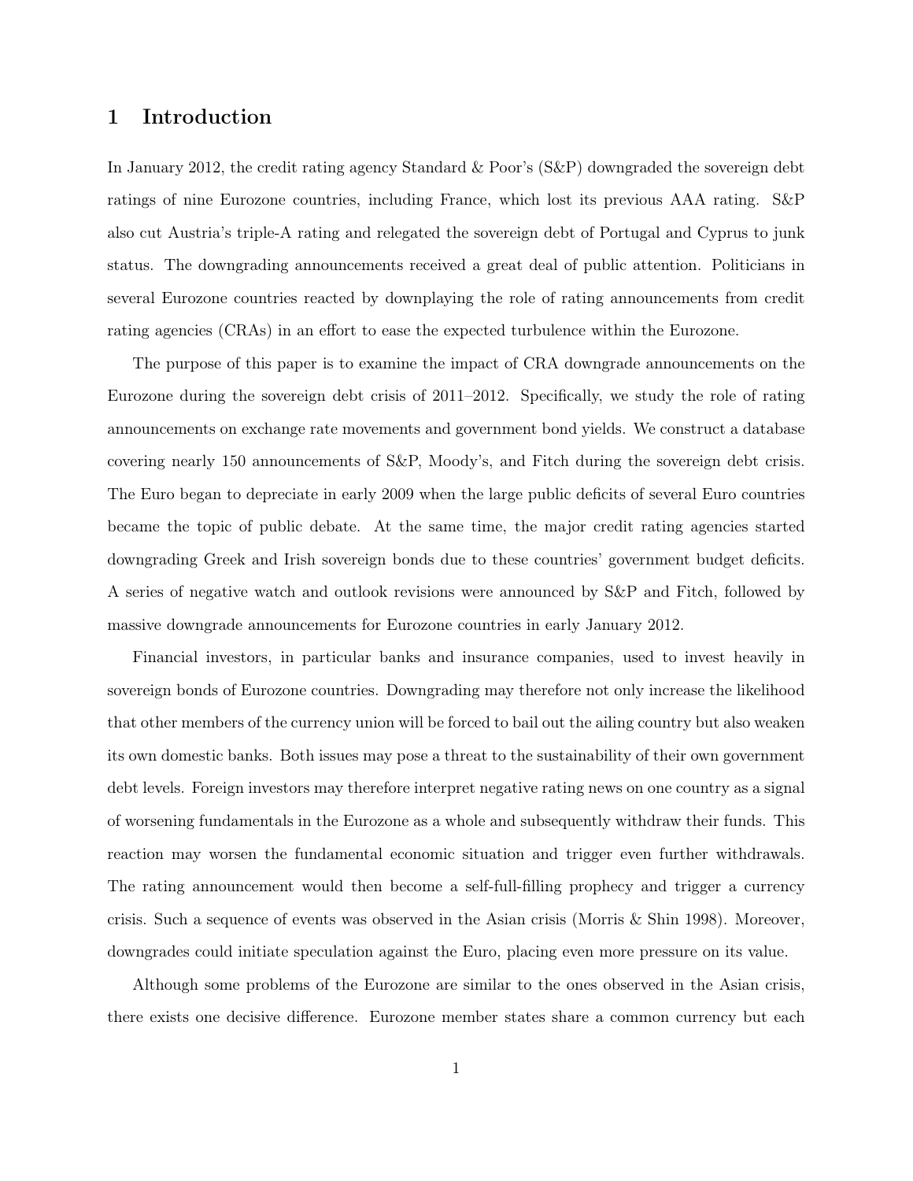# 1 Introduction

In January 2012, the credit rating agency Standard & Poor's (S&P) downgraded the sovereign debt ratings of nine Eurozone countries, including France, which lost its previous AAA rating. S&P also cut Austria's triple-A rating and relegated the sovereign debt of Portugal and Cyprus to junk status. The downgrading announcements received a great deal of public attention. Politicians in several Eurozone countries reacted by downplaying the role of rating announcements from credit rating agencies (CRAs) in an effort to ease the expected turbulence within the Eurozone.

The purpose of this paper is to examine the impact of CRA downgrade announcements on the Eurozone during the sovereign debt crisis of 2011–2012. Specifically, we study the role of rating announcements on exchange rate movements and government bond yields. We construct a database covering nearly 150 announcements of S&P, Moody's, and Fitch during the sovereign debt crisis. The Euro began to depreciate in early 2009 when the large public deficits of several Euro countries became the topic of public debate. At the same time, the major credit rating agencies started downgrading Greek and Irish sovereign bonds due to these countries' government budget deficits. A series of negative watch and outlook revisions were announced by S&P and Fitch, followed by massive downgrade announcements for Eurozone countries in early January 2012.

Financial investors, in particular banks and insurance companies, used to invest heavily in sovereign bonds of Eurozone countries. Downgrading may therefore not only increase the likelihood that other members of the currency union will be forced to bail out the ailing country but also weaken its own domestic banks. Both issues may pose a threat to the sustainability of their own government debt levels. Foreign investors may therefore interpret negative rating news on one country as a signal of worsening fundamentals in the Eurozone as a whole and subsequently withdraw their funds. This reaction may worsen the fundamental economic situation and trigger even further withdrawals. The rating announcement would then become a self-full-filling prophecy and trigger a currency crisis. Such a sequence of events was observed in the Asian crisis (Morris & Shin 1998). Moreover, downgrades could initiate speculation against the Euro, placing even more pressure on its value.

Although some problems of the Eurozone are similar to the ones observed in the Asian crisis, there exists one decisive difference. Eurozone member states share a common currency but each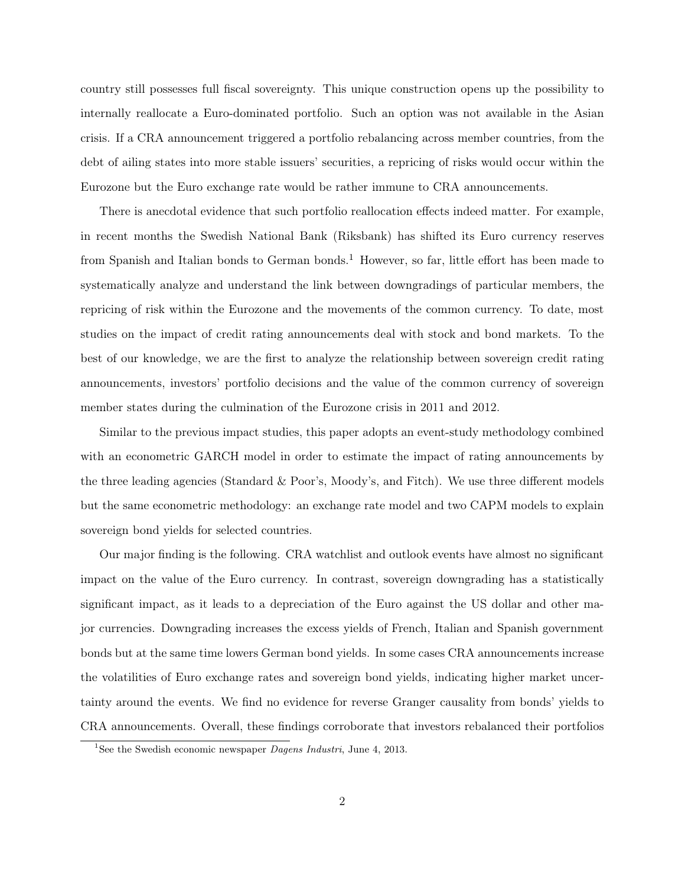country still possesses full fiscal sovereignty. This unique construction opens up the possibility to internally reallocate a Euro-dominated portfolio. Such an option was not available in the Asian crisis. If a CRA announcement triggered a portfolio rebalancing across member countries, from the debt of ailing states into more stable issuers' securities, a repricing of risks would occur within the Eurozone but the Euro exchange rate would be rather immune to CRA announcements.

There is anecdotal evidence that such portfolio reallocation effects indeed matter. For example, in recent months the Swedish National Bank (Riksbank) has shifted its Euro currency reserves from Spanish and Italian bonds to German bonds.[1] However, so far, little effort has been made to systematically analyze and understand the link between downgradings of particular members, the repricing of risk within the Eurozone and the movements of the common currency. To date, most studies on the impact of credit rating announcements deal with stock and bond markets. To the best of our knowledge, we are the first to analyze the relationship between sovereign credit rating announcements, investors' portfolio decisions and the value of the common currency of sovereign member states during the culmination of the Eurozone crisis in 2011 and 2012.

Similar to the previous impact studies, this paper adopts an event-study methodology combined with an econometric GARCH model in order to estimate the impact of rating announcements by the three leading agencies (Standard & Poor's, Moody's, and Fitch). We use three different models but the same econometric methodology: an exchange rate model and two CAPM models to explain sovereign bond yields for selected countries.

Our major finding is the following. CRA watchlist and outlook events have almost no significant impact on the value of the Euro currency. In contrast, sovereign downgrading has a statistically significant impact, as it leads to a depreciation of the Euro against the US dollar and other major currencies. Downgrading increases the excess yields of French, Italian and Spanish government bonds but at the same time lowers German bond yields. In some cases CRA announcements increase the volatilities of Euro exchange rates and sovereign bond yields, indicating higher market uncertainty around the events. We find no evidence for reverse Granger causality from bonds' yields to CRA announcements. Overall, these findings corroborate that investors rebalanced their portfolios

[1] See the Swedish economic newspaper *Dagens Industri*, June 4, 2013.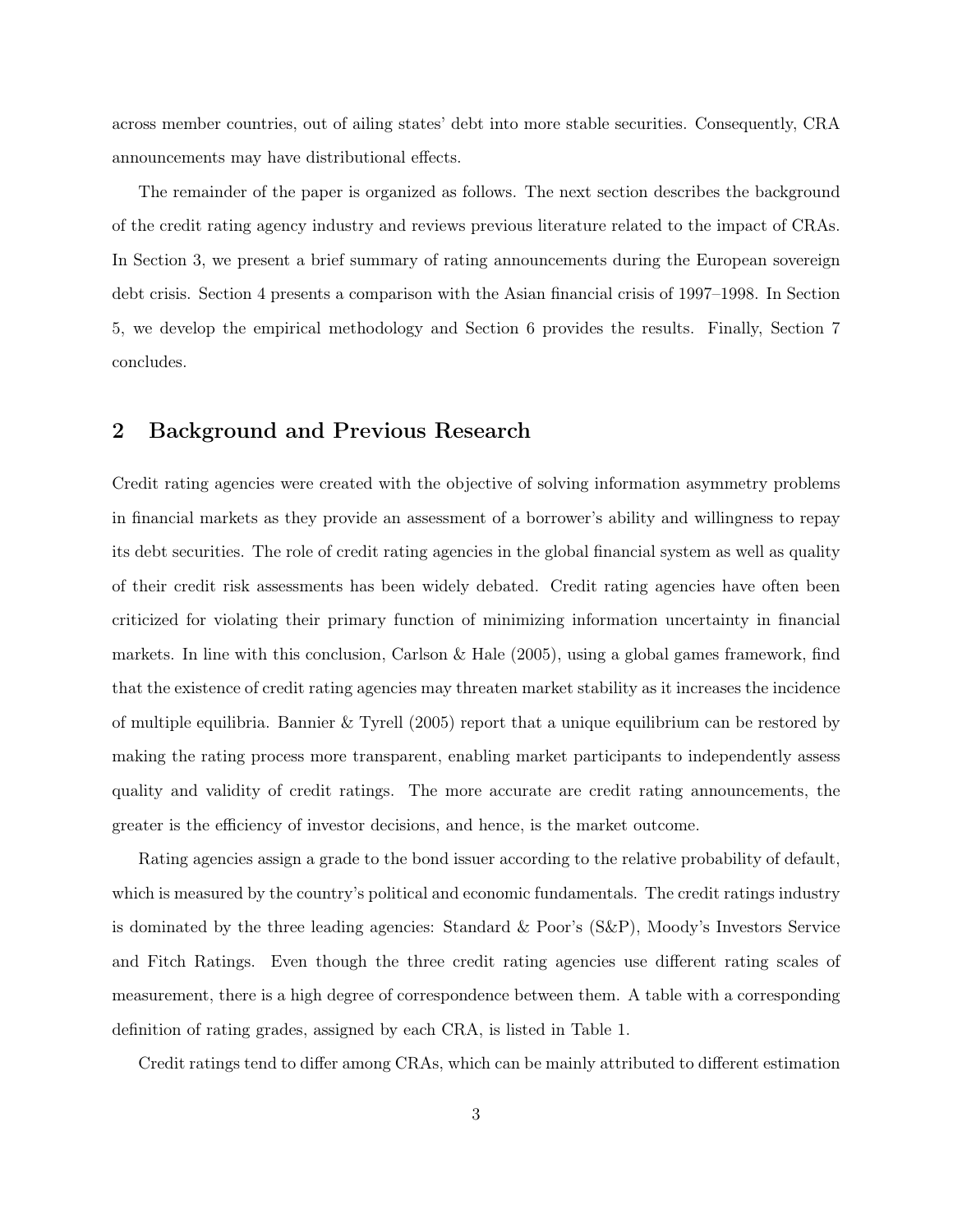across member countries, out of ailing states' debt into more stable securities. Consequently, CRA announcements may have distributional effects.

The remainder of the paper is organized as follows. The next section describes the background of the credit rating agency industry and reviews previous literature related to the impact of CRAs. In Section 3, we present a brief summary of rating announcements during the European sovereign debt crisis. Section 4 presents a comparison with the Asian financial crisis of 1997–1998. In Section 5, we develop the empirical methodology and Section 6 provides the results. Finally, Section 7 concludes.

## 2 Background and Previous Research

Credit rating agencies were created with the objective of solving information asymmetry problems in financial markets as they provide an assessment of a borrower's ability and willingness to repay its debt securities. The role of credit rating agencies in the global financial system as well as quality of their credit risk assessments has been widely debated. Credit rating agencies have often been criticized for violating their primary function of minimizing information uncertainty in financial markets. In line with this conclusion, Carlson & Hale (2005), using a global games framework, find that the existence of credit rating agencies may threaten market stability as it increases the incidence of multiple equilibria. Bannier & Tyrell (2005) report that a unique equilibrium can be restored by making the rating process more transparent, enabling market participants to independently assess quality and validity of credit ratings. The more accurate are credit rating announcements, the greater is the efficiency of investor decisions, and hence, is the market outcome.

Rating agencies assign a grade to the bond issuer according to the relative probability of default, which is measured by the country's political and economic fundamentals. The credit ratings industry is dominated by the three leading agencies: Standard & Poor's (S&P), Moody's Investors Service and Fitch Ratings. Even though the three credit rating agencies use different rating scales of measurement, there is a high degree of correspondence between them. A table with a corresponding definition of rating grades, assigned by each CRA, is listed in Table 1.

Credit ratings tend to differ among CRAs, which can be mainly attributed to different estimation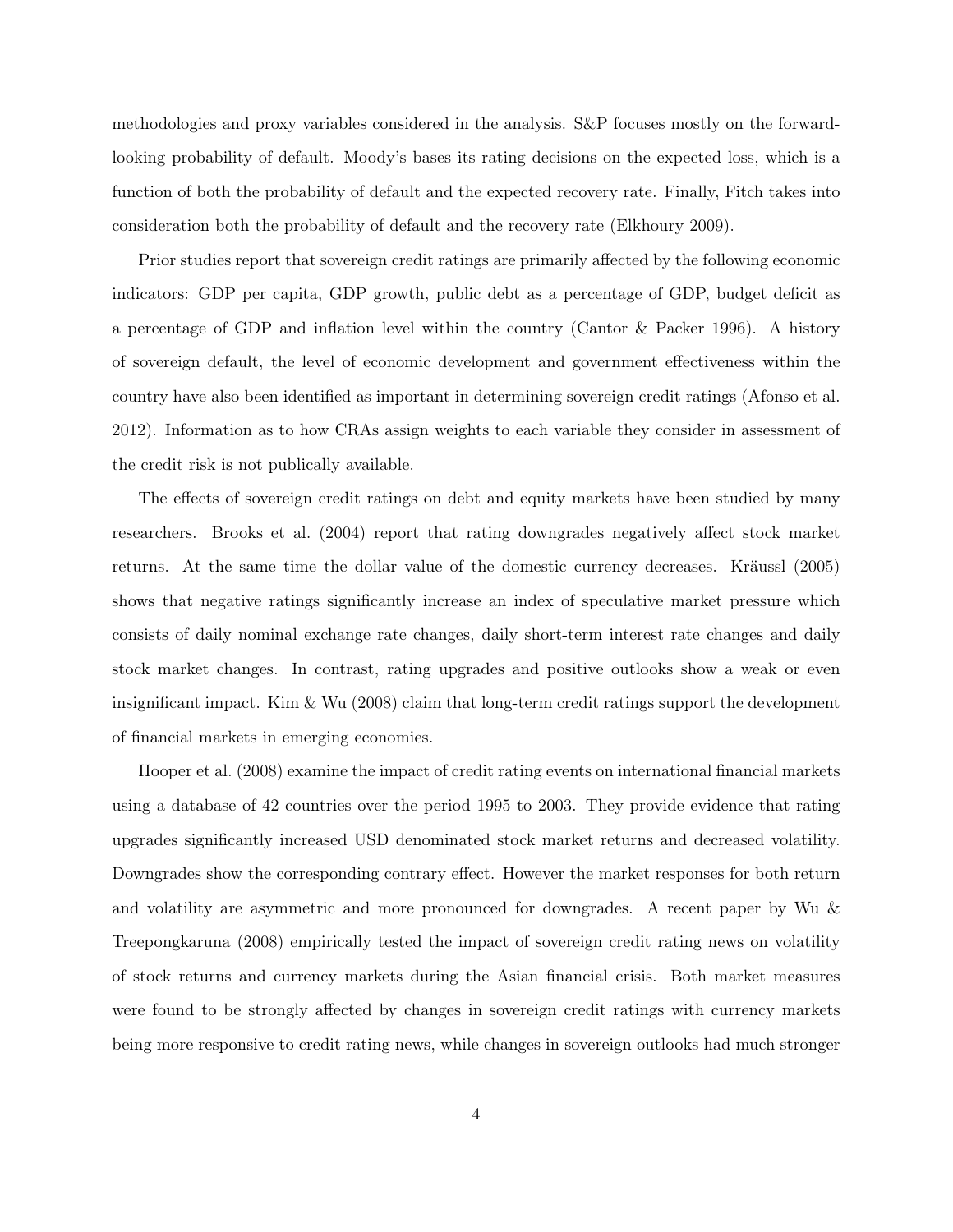methodologies and proxy variables considered in the analysis. S&P focuses mostly on the forward-looking probability of default. Moody's bases its rating decisions on the expected loss, which is a function of both the probability of default and the expected recovery rate. Finally, Fitch takes into consideration both the probability of default and the recovery rate (Elkhoury 2009).

Prior studies report that sovereign credit ratings are primarily affected by the following economic indicators: GDP per capita, GDP growth, public debt as a percentage of GDP, budget deficit as a percentage of GDP and inflation level within the country (Cantor & Packer 1996). A history of sovereign default, the level of economic development and government effectiveness within the country have also been identified as important in determining sovereign credit ratings (Afonso et al. 2012). Information as to how CRAs assign weights to each variable they consider in assessment of the credit risk is not publically available.

The effects of sovereign credit ratings on debt and equity markets have been studied by many researchers. Brooks et al. (2004) report that rating downgrades negatively affect stock market returns. At the same time the dollar value of the domestic currency decreases. Kräussl (2005) shows that negative ratings significantly increase an index of speculative market pressure which consists of daily nominal exchange rate changes, daily short-term interest rate changes and daily stock market changes. In contrast, rating upgrades and positive outlooks show a weak or even insignificant impact. Kim & Wu (2008) claim that long-term credit ratings support the development of financial markets in emerging economies.

Hooper et al. (2008) examine the impact of credit rating events on international financial markets using a database of 42 countries over the period 1995 to 2003. They provide evidence that rating upgrades significantly increased USD denominated stock market returns and decreased volatility. Downgrades show the corresponding contrary effect. However the market responses for both return and volatility are asymmetric and more pronounced for downgrades. A recent paper by Wu & Treepongkaruna (2008) empirically tested the impact of sovereign credit rating news on volatility of stock returns and currency markets during the Asian financial crisis. Both market measures were found to be strongly affected by changes in sovereign credit ratings with currency markets being more responsive to credit rating news, while changes in sovereign outlooks had much stronger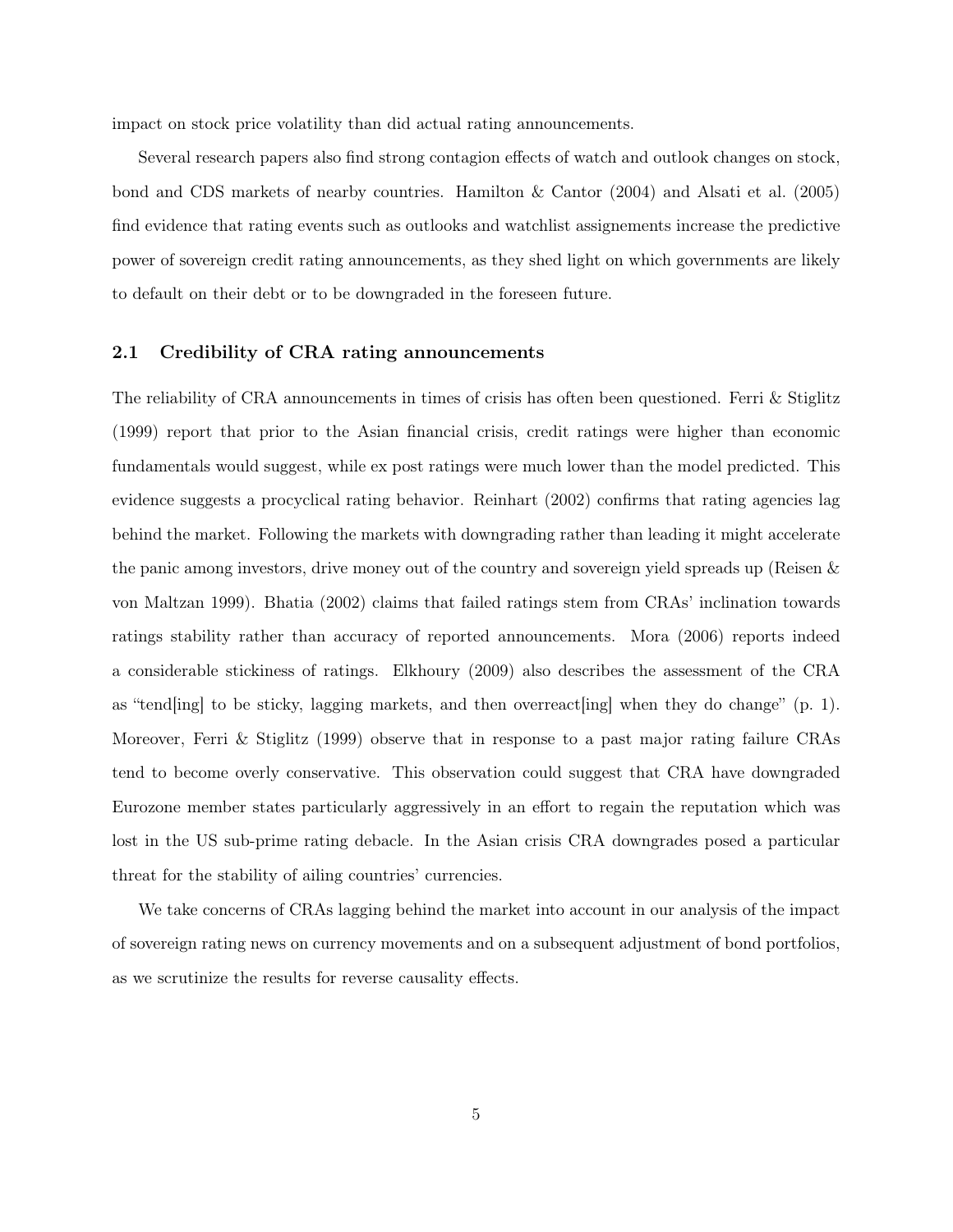impact on stock price volatility than did actual rating announcements.

Several research papers also find strong contagion effects of watch and outlook changes on stock, bond and CDS markets of nearby countries. Hamilton & Cantor (2004) and Alsati et al. (2005) find evidence that rating events such as outlooks and watchlist assignements increase the predictive power of sovereign credit rating announcements, as they shed light on which governments are likely to default on their debt or to be downgraded in the foreseen future.

## 2.1 Credibility of CRA rating announcements

The reliability of CRA announcements in times of crisis has often been questioned. Ferri & Stiglitz (1999) report that prior to the Asian financial crisis, credit ratings were higher than economic fundamentals would suggest, while ex post ratings were much lower than the model predicted. This evidence suggests a procyclical rating behavior. Reinhart (2002) confirms that rating agencies lag behind the market. Following the markets with downgrading rather than leading it might accelerate the panic among investors, drive money out of the country and sovereign yield spreads up (Reisen & von Maltzan 1999). Bhatia (2002) claims that failed ratings stem from CRAs' inclination towards ratings stability rather than accuracy of reported announcements. Mora (2006) reports indeed a considerable stickiness of ratings. Elkhoury (2009) also describes the assessment of the CRA as "tend[ing] to be sticky, lagging markets, and then overreact[ing] when they do change" (p. 1). Moreover, Ferri & Stiglitz (1999) observe that in response to a past major rating failure CRAs tend to become overly conservative. This observation could suggest that CRA have downgraded Eurozone member states particularly aggressively in an effort to regain the reputation which was lost in the US sub-prime rating debacle. In the Asian crisis CRA downgrades posed a particular threat for the stability of ailing countries' currencies.

We take concerns of CRAs lagging behind the market into account in our analysis of the impact of sovereign rating news on currency movements and on a subsequent adjustment of bond portfolios, as we scrutinize the results for reverse causality effects.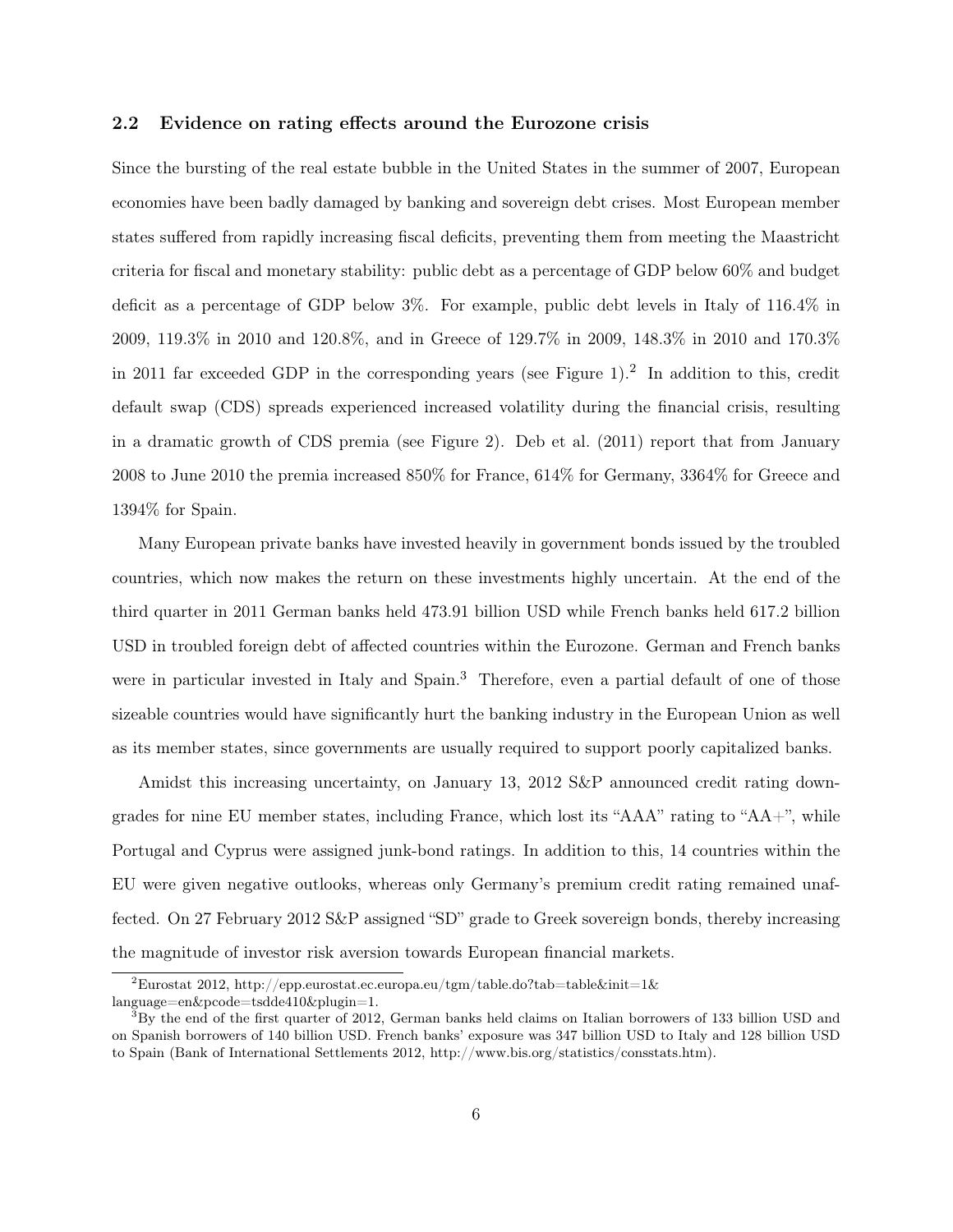### 2.2 Evidence on rating effects around the Eurozone crisis

Since the bursting of the real estate bubble in the United States in the summer of 2007, European economies have been badly damaged by banking and sovereign debt crises. Most European member states suffered from rapidly increasing fiscal deficits, preventing them from meeting the Maastricht criteria for fiscal and monetary stability: public debt as a percentage of GDP below 60% and budget deficit as a percentage of GDP below 3%. For example, public debt levels in Italy of 116.4% in 2009, 119.3% in 2010 and 120.8%, and in Greece of 129.7% in 2009, 148.3% in 2010 and 170.3% in 2011 far exceeded GDP in the corresponding years (see Figure 1).[2] In addition to this, credit default swap (CDS) spreads experienced increased volatility during the financial crisis, resulting in a dramatic growth of CDS premia (see Figure 2). Deb et al. (2011) report that from January 2008 to June 2010 the premia increased 850% for France, 614% for Germany, 3364% for Greece and 1394% for Spain.

Many European private banks have invested heavily in government bonds issued by the troubled countries, which now makes the return on these investments highly uncertain. At the end of the third quarter in 2011 German banks held 473.91 billion USD while French banks held 617.2 billion USD in troubled foreign debt of affected countries within the Eurozone. German and French banks were in particular invested in Italy and Spain.[3] Therefore, even a partial default of one of those sizeable countries would have significantly hurt the banking industry in the European Union as well as its member states, since governments are usually required to support poorly capitalized banks.

Amidst this increasing uncertainty, on January 13, 2012 S&P announced credit rating downgrades for nine EU member states, including France, which lost its "AAA" rating to "AA+", while Portugal and Cyprus were assigned junk-bond ratings. In addition to this, 14 countries within the EU were given negative outlooks, whereas only Germany's premium credit rating remained unaffected. On 27 February 2012 S&P assigned "SD" grade to Greek sovereign bonds, thereby increasing the magnitude of investor risk aversion towards European financial markets.

[2] Eurostat 2012, http://epp.eurostat.ec.europa.eu/tgm/table.do?tab=table&init=1&language=en&pcode=tsdde410&plugin=1.

[3] By the end of the first quarter of 2012, German banks held claims on Italian borrowers of 133 billion USD and on Spanish borrowers of 140 billion USD. French banks' exposure was 347 billion USD to Italy and 128 billion USD to Spain (Bank of International Settlements 2012, http://www.bis.org/statistics/consstats.htm).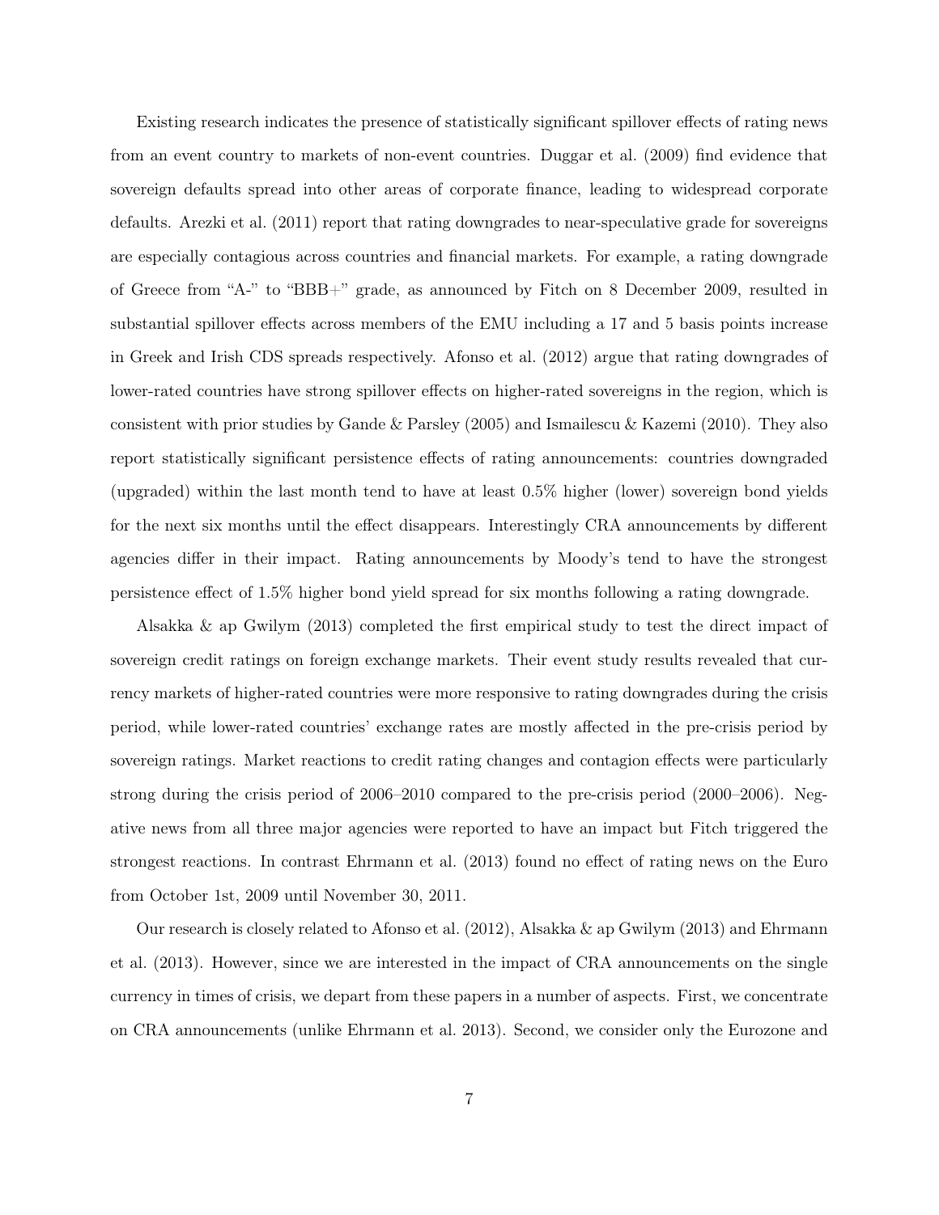Existing research indicates the presence of statistically significant spillover effects of rating news from an event country to markets of non-event countries. Duggar et al. (2009) find evidence that sovereign defaults spread into other areas of corporate finance, leading to widespread corporate defaults. Arezki et al. (2011) report that rating downgrades to near-speculative grade for sovereigns are especially contagious across countries and financial markets. For example, a rating downgrade of Greece from "A-" to "BBB+" grade, as announced by Fitch on 8 December 2009, resulted in substantial spillover effects across members of the EMU including a 17 and 5 basis points increase in Greek and Irish CDS spreads respectively. Afonso et al. (2012) argue that rating downgrades of lower-rated countries have strong spillover effects on higher-rated sovereigns in the region, which is consistent with prior studies by Gande & Parsley (2005) and Ismailescu & Kazemi (2010). They also report statistically significant persistence effects of rating announcements: countries downgraded (upgraded) within the last month tend to have at least 0.5% higher (lower) sovereign bond yields for the next six months until the effect disappears. Interestingly CRA announcements by different agencies differ in their impact. Rating announcements by Moody's tend to have the strongest persistence effect of 1.5% higher bond yield spread for six months following a rating downgrade.

Alsakka & ap Gwilym (2013) completed the first empirical study to test the direct impact of sovereign credit ratings on foreign exchange markets. Their event study results revealed that currency markets of higher-rated countries were more responsive to rating downgrades during the crisis period, while lower-rated countries' exchange rates are mostly affected in the pre-crisis period by sovereign ratings. Market reactions to credit rating changes and contagion effects were particularly strong during the crisis period of 2006–2010 compared to the pre-crisis period (2000–2006). Negative news from all three major agencies were reported to have an impact but Fitch triggered the strongest reactions. In contrast Ehrmann et al. (2013) found no effect of rating news on the Euro from October 1st, 2009 until November 30, 2011.

Our research is closely related to Afonso et al. (2012), Alsakka & ap Gwilym (2013) and Ehrmann et al. (2013). However, since we are interested in the impact of CRA announcements on the single currency in times of crisis, we depart from these papers in a number of aspects. First, we concentrate on CRA announcements (unlike Ehrmann et al. 2013). Second, we consider only the Eurozone and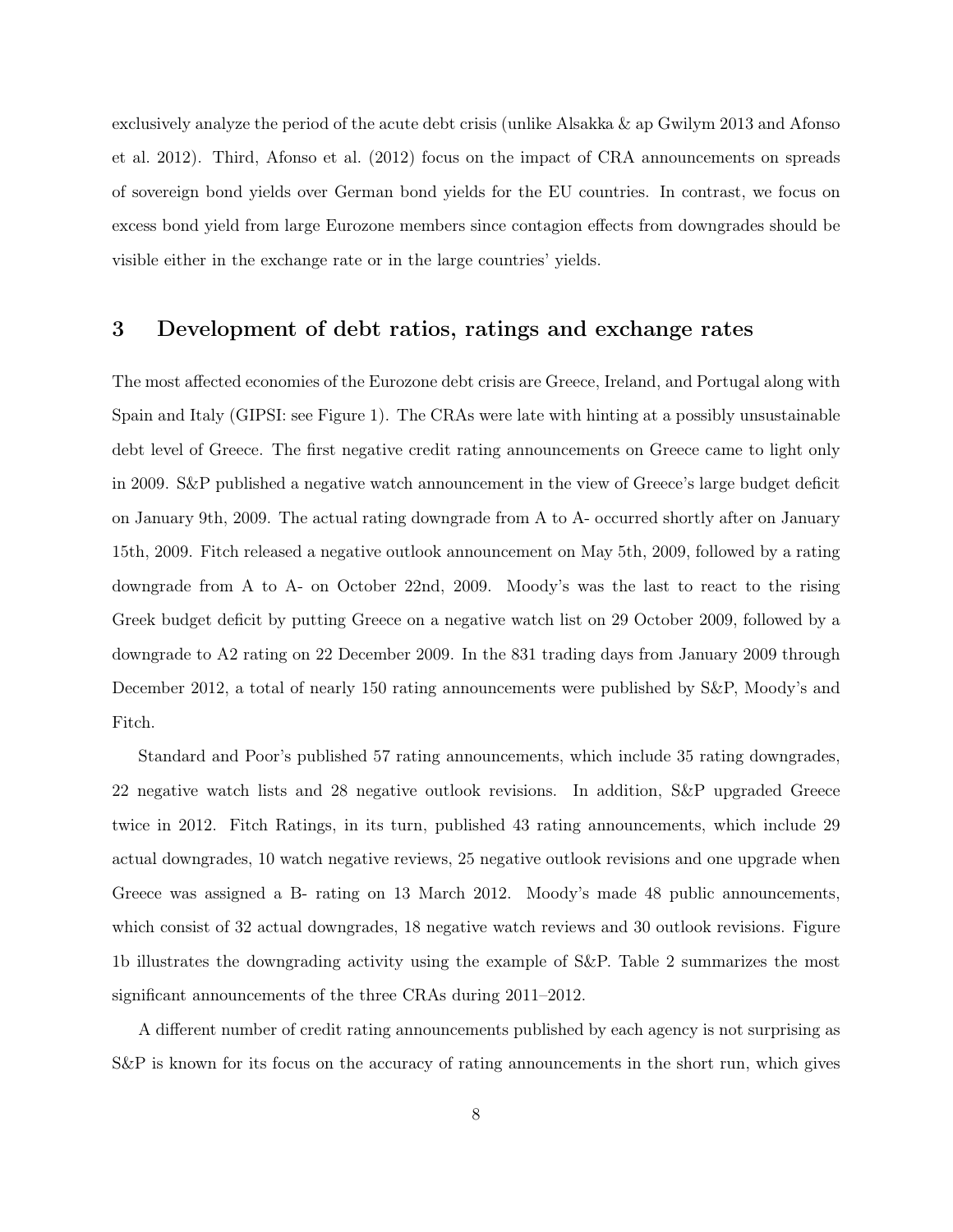exclusively analyze the period of the acute debt crisis (unlike Alsakka & ap Gwilym 2013 and Afonso et al. 2012). Third, Afonso et al. (2012) focus on the impact of CRA announcements on spreads of sovereign bond yields over German bond yields for the EU countries. In contrast, we focus on excess bond yield from large Eurozone members since contagion effects from downgrades should be visible either in the exchange rate or in the large countries' yields.

## 3 Development of debt ratios, ratings and exchange rates

The most affected economies of the Eurozone debt crisis are Greece, Ireland, and Portugal along with Spain and Italy (GIPSI: see Figure 1). The CRAs were late with hinting at a possibly unsustainable debt level of Greece. The first negative credit rating announcements on Greece came to light only in 2009. S&P published a negative watch announcement in the view of Greece's large budget deficit on January 9th, 2009. The actual rating downgrade from A to A- occurred shortly after on January 15th, 2009. Fitch released a negative outlook announcement on May 5th, 2009, followed by a rating downgrade from A to A- on October 22nd, 2009. Moody's was the last to react to the rising Greek budget deficit by putting Greece on a negative watch list on 29 October 2009, followed by a downgrade to A2 rating on 22 December 2009. In the 831 trading days from January 2009 through December 2012, a total of nearly 150 rating announcements were published by S&P, Moody's and Fitch.

Standard and Poor's published 57 rating announcements, which include 35 rating downgrades, 22 negative watch lists and 28 negative outlook revisions. In addition, S&P upgraded Greece twice in 2012. Fitch Ratings, in its turn, published 43 rating announcements, which include 29 actual downgrades, 10 watch negative reviews, 25 negative outlook revisions and one upgrade when Greece was assigned a B- rating on 13 March 2012. Moody's made 48 public announcements, which consist of 32 actual downgrades, 18 negative watch reviews and 30 outlook revisions. Figure 1b illustrates the downgrading activity using the example of S&P. Table 2 summarizes the most significant announcements of the three CRAs during 2011–2012.

A different number of credit rating announcements published by each agency is not surprising as S&P is known for its focus on the accuracy of rating announcements in the short run, which gives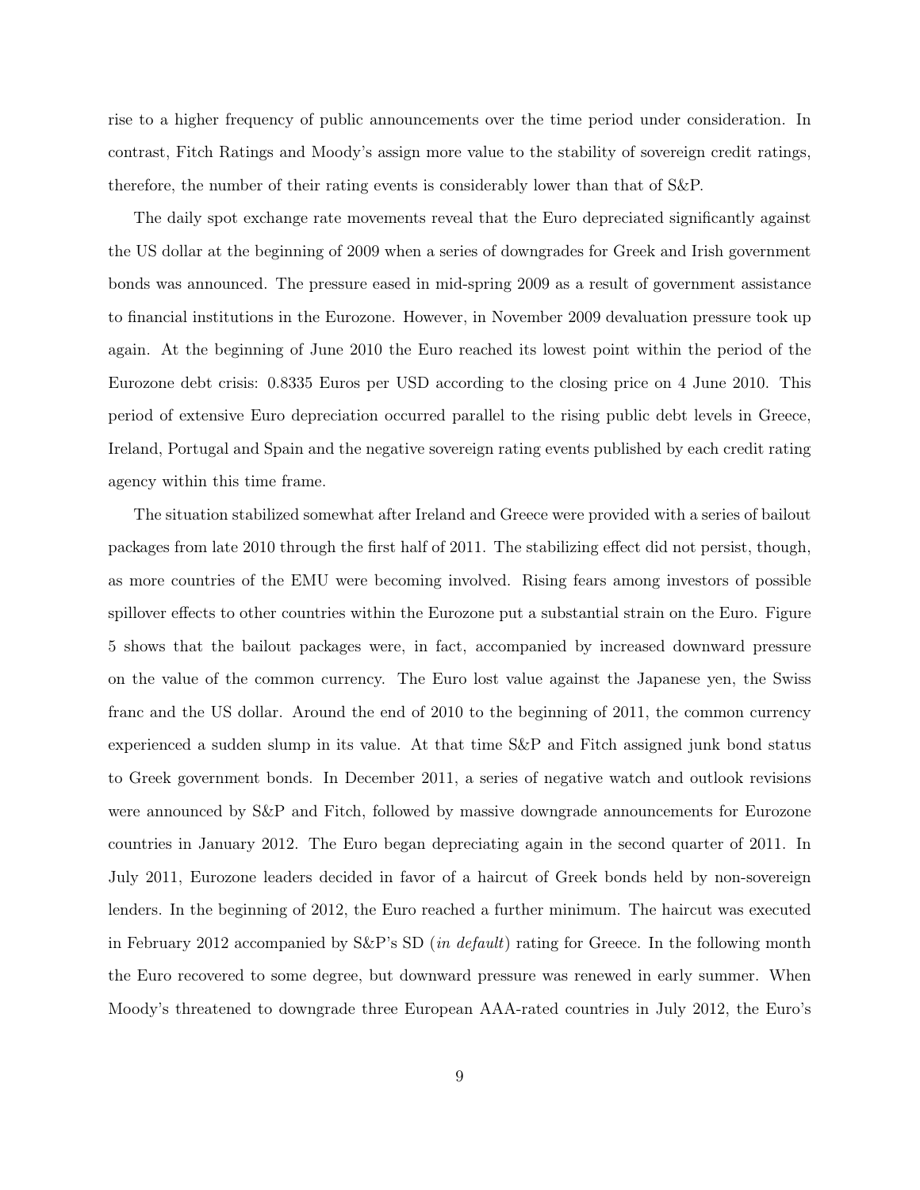rise to a higher frequency of public announcements over the time period under consideration. In contrast, Fitch Ratings and Moody's assign more value to the stability of sovereign credit ratings, therefore, the number of their rating events is considerably lower than that of S&P.

The daily spot exchange rate movements reveal that the Euro depreciated significantly against the US dollar at the beginning of 2009 when a series of downgrades for Greek and Irish government bonds was announced. The pressure eased in mid-spring 2009 as a result of government assistance to financial institutions in the Eurozone. However, in November 2009 devaluation pressure took up again. At the beginning of June 2010 the Euro reached its lowest point within the period of the Eurozone debt crisis: 0.8335 Euros per USD according to the closing price on 4 June 2010. This period of extensive Euro depreciation occurred parallel to the rising public debt levels in Greece, Ireland, Portugal and Spain and the negative sovereign rating events published by each credit rating agency within this time frame.

The situation stabilized somewhat after Ireland and Greece were provided with a series of bailout packages from late 2010 through the first half of 2011. The stabilizing effect did not persist, though, as more countries of the EMU were becoming involved. Rising fears among investors of possible spillover effects to other countries within the Eurozone put a substantial strain on the Euro. Figure 5 shows that the bailout packages were, in fact, accompanied by increased downward pressure on the value of the common currency. The Euro lost value against the Japanese yen, the Swiss franc and the US dollar. Around the end of 2010 to the beginning of 2011, the common currency experienced a sudden slump in its value. At that time S&P and Fitch assigned junk bond status to Greek government bonds. In December 2011, a series of negative watch and outlook revisions were announced by S&P and Fitch, followed by massive downgrade announcements for Eurozone countries in January 2012. The Euro began depreciating again in the second quarter of 2011. In July 2011, Eurozone leaders decided in favor of a haircut of Greek bonds held by non-sovereign lenders. In the beginning of 2012, the Euro reached a further minimum. The haircut was executed in February 2012 accompanied by S&P's SD (*in default*) rating for Greece. In the following month the Euro recovered to some degree, but downward pressure was renewed in early summer. When Moody's threatened to downgrade three European AAA-rated countries in July 2012, the Euro's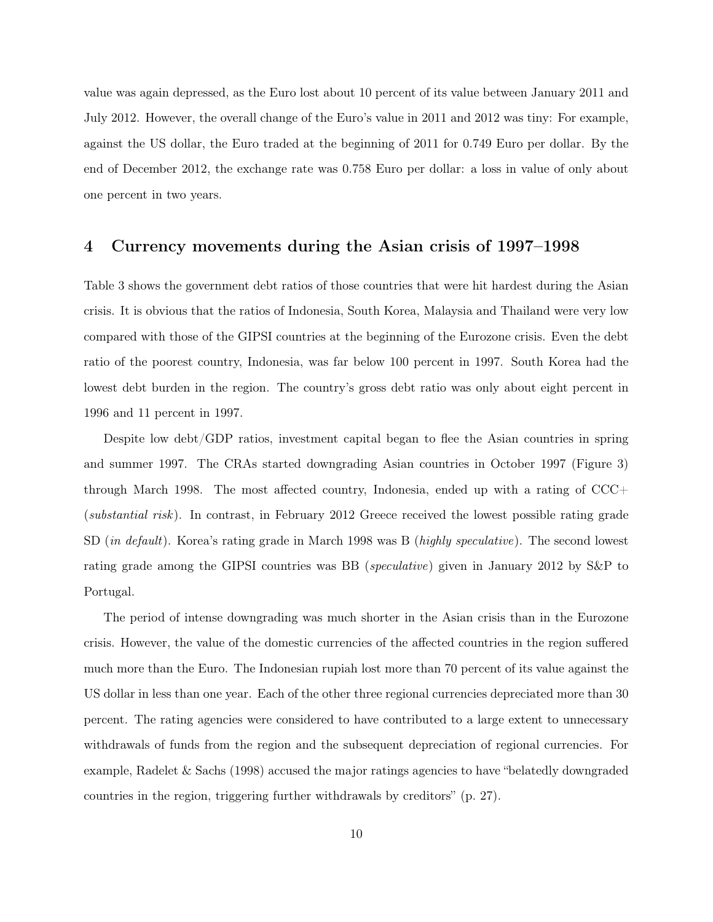value was again depressed, as the Euro lost about 10 percent of its value between January 2011 and July 2012. However, the overall change of the Euro's value in 2011 and 2012 was tiny: For example, against the US dollar, the Euro traded at the beginning of 2011 for 0.749 Euro per dollar. By the end of December 2012, the exchange rate was 0.758 Euro per dollar: a loss in value of only about one percent in two years.

## 4 Currency movements during the Asian crisis of 1997–1998

Table 3 shows the government debt ratios of those countries that were hit hardest during the Asian crisis. It is obvious that the ratios of Indonesia, South Korea, Malaysia and Thailand were very low compared with those of the GIPSI countries at the beginning of the Eurozone crisis. Even the debt ratio of the poorest country, Indonesia, was far below 100 percent in 1997. South Korea had the lowest debt burden in the region. The country's gross debt ratio was only about eight percent in 1996 and 11 percent in 1997.

Despite low debt/GDP ratios, investment capital began to flee the Asian countries in spring and summer 1997. The CRAs started downgrading Asian countries in October 1997 (Figure 3) through March 1998. The most affected country, Indonesia, ended up with a rating of CCC+ (*substantial risk*). In contrast, in February 2012 Greece received the lowest possible rating grade SD (*in default*). Korea's rating grade in March 1998 was B (*highly speculative*). The second lowest rating grade among the GIPSI countries was BB (*speculative*) given in January 2012 by S&P to Portugal.

The period of intense downgrading was much shorter in the Asian crisis than in the Eurozone crisis. However, the value of the domestic currencies of the affected countries in the region suffered much more than the Euro. The Indonesian rupiah lost more than 70 percent of its value against the US dollar in less than one year. Each of the other three regional currencies depreciated more than 30 percent. The rating agencies were considered to have contributed to a large extent to unnecessary withdrawals of funds from the region and the subsequent depreciation of regional currencies. For example, Radelet & Sachs (1998) accused the major ratings agencies to have "belatedly downgraded countries in the region, triggering further withdrawals by creditors" (p. 27).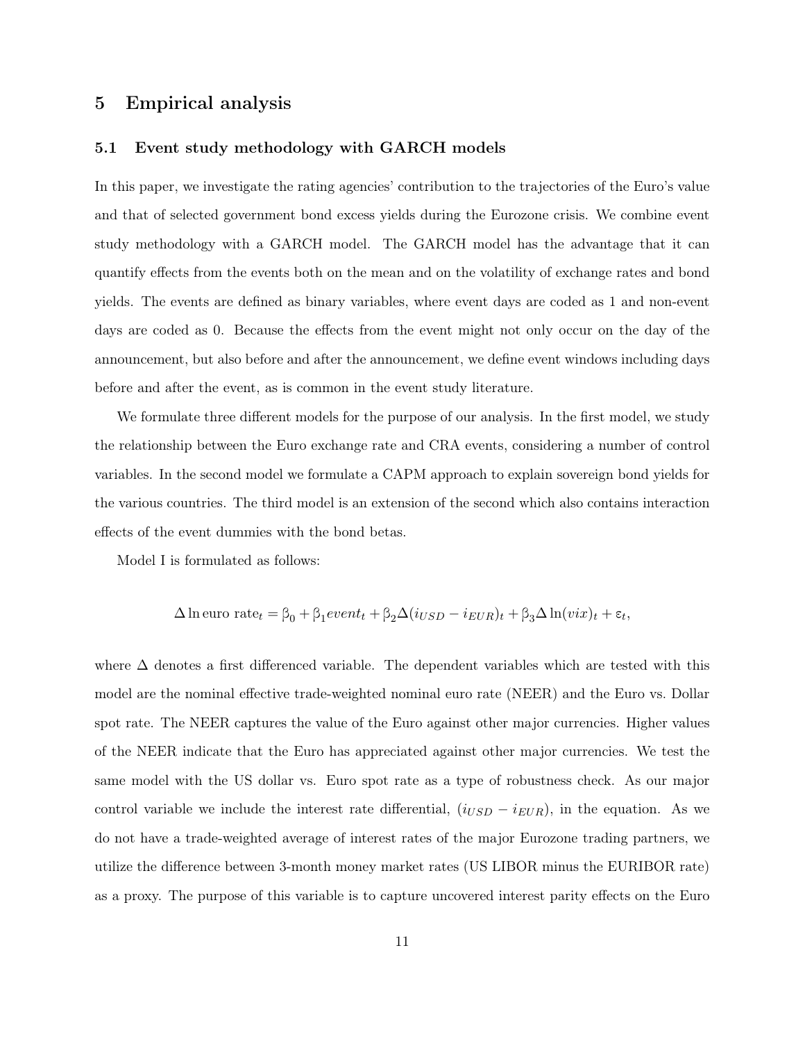## 5 Empirical analysis

### 5.1 Event study methodology with GARCH models

In this paper, we investigate the rating agencies' contribution to the trajectories of the Euro's value and that of selected government bond excess yields during the Eurozone crisis. We combine event study methodology with a GARCH model. The GARCH model has the advantage that it can quantify effects from the events both on the mean and on the volatility of exchange rates and bond yields. The events are defined as binary variables, where event days are coded as 1 and non-event days are coded as 0. Because the effects from the event might not only occur on the day of the announcement, but also before and after the announcement, we define event windows including days before and after the event, as is common in the event study literature.

We formulate three different models for the purpose of our analysis. In the first model, we study the relationship between the Euro exchange rate and CRA events, considering a number of control variables. In the second model we formulate a CAPM approach to explain sovereign bond yields for the various countries. The third model is an extension of the second which also contains interaction effects of the event dummies with the bond betas.

Model I is formulated as follows:

$$\Delta \ln \text{euro rate}_t = \beta_0 + \beta_1 event_t + \beta_2 \Delta(i_{USD} - i_{EUR})_t + \beta_3 \Delta \ln(vix)_t + \varepsilon_t,$$

where $\Delta$ denotes a first differenced variable. The dependent variables which are tested with this model are the nominal effective trade-weighted nominal euro rate (NEER) and the Euro vs. Dollar spot rate. The NEER captures the value of the Euro against other major currencies. Higher values of the NEER indicate that the Euro has appreciated against other major currencies. We test the same model with the US dollar vs. Euro spot rate as a type of robustness check. As our major control variable we include the interest rate differential, $(i_{USD} - i_{EUR})$, in the equation. As we do not have a trade-weighted average of interest rates of the major Eurozone trading partners, we utilize the difference between 3-month money market rates (US LIBOR minus the EURIBOR rate) as a proxy. The purpose of this variable is to capture uncovered interest parity effects on the Euro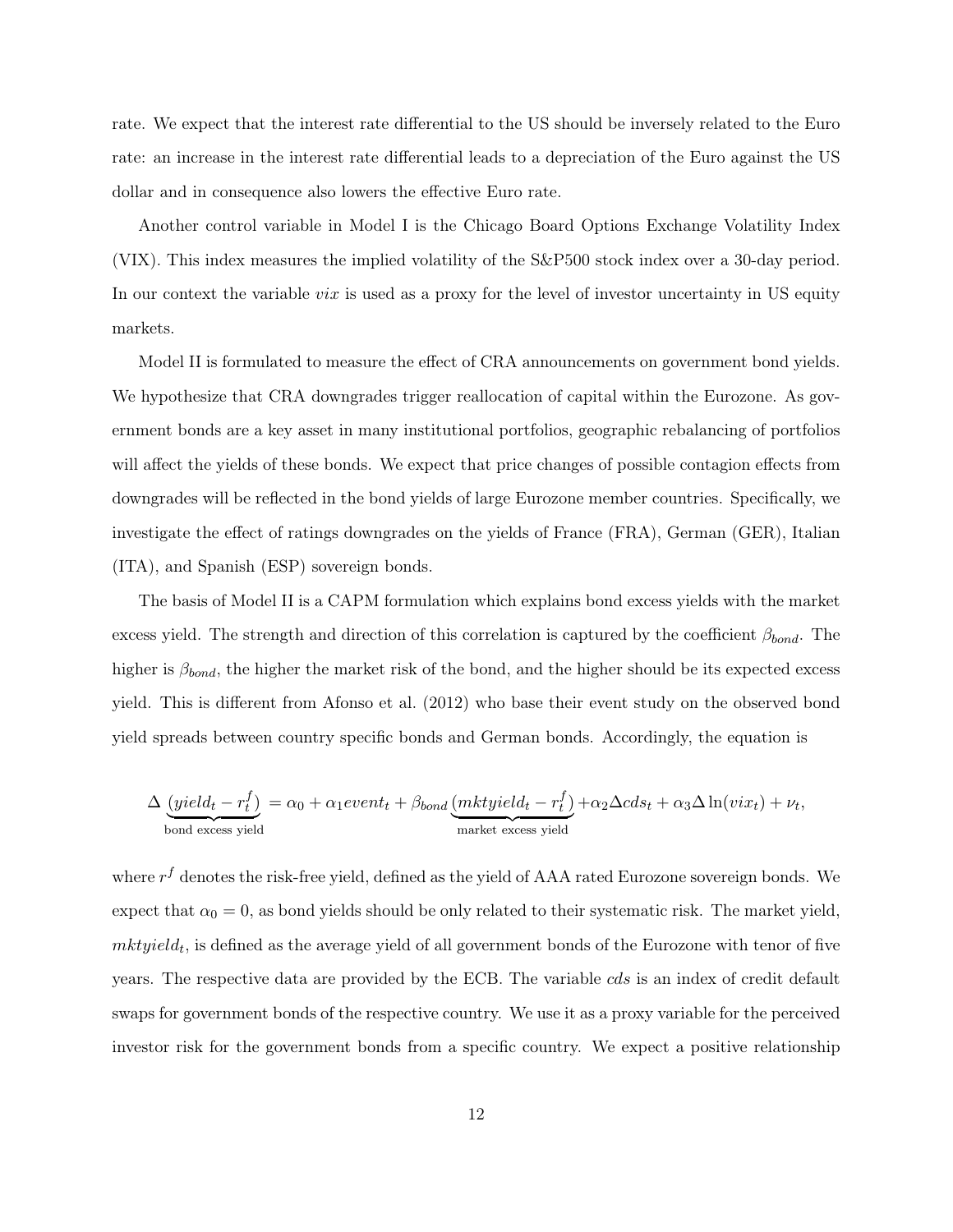rate. We expect that the interest rate differential to the US should be inversely related to the Euro rate: an increase in the interest rate differential leads to a depreciation of the Euro against the US dollar and in consequence also lowers the effective Euro rate.

Another control variable in Model I is the Chicago Board Options Exchange Volatility Index (VIX). This index measures the implied volatility of the S&P500 stock index over a 30-day period. In our context the variable $vix$ is used as a proxy for the level of investor uncertainty in US equity markets.

Model II is formulated to measure the effect of CRA announcements on government bond yields. We hypothesize that CRA downgrades trigger reallocation of capital within the Eurozone. As government bonds are a key asset in many institutional portfolios, geographic rebalancing of portfolios will affect the yields of these bonds. We expect that price changes of possible contagion effects from downgrades will be reflected in the bond yields of large Eurozone member countries. Specifically, we investigate the effect of ratings downgrades on the yields of France (FRA), German (GER), Italian (ITA), and Spanish (ESP) sovereign bonds.

The basis of Model II is a CAPM formulation which explains bond excess yields with the market excess yield. The strength and direction of this correlation is captured by the coefficient $\beta_{bond}$. The higher is $\beta_{bond}$, the higher the market risk of the bond, and the higher should be its expected excess yield. This is different from Afonso et al. (2012) who base their event study on the observed bond yield spreads between country specific bonds and German bonds. Accordingly, the equation is

$$\Delta \underbrace{(yield_t - r_t^f)}_{\text{bond excess yield}} = \alpha_0 + \alpha_1 event_t + \beta_{bond} \underbrace{(mktyield_t - r_t^f)}_{\text{market excess yield}} + \alpha_2 \Delta cds_t + \alpha_3 \Delta \ln(vix_t) + \nu_t,$$

where $r^f$ denotes the risk-free yield, defined as the yield of AAA rated Eurozone sovereign bonds. We expect that $\alpha_0 = 0$, as bond yields should be only related to their systematic risk. The market yield, $mktyield_t$, is defined as the average yield of all government bonds of the Eurozone with tenor of five years. The respective data are provided by the ECB. The variable $cds$ is an index of credit default swaps for government bonds of the respective country. We use it as a proxy variable for the perceived investor risk for the government bonds from a specific country. We expect a positive relationship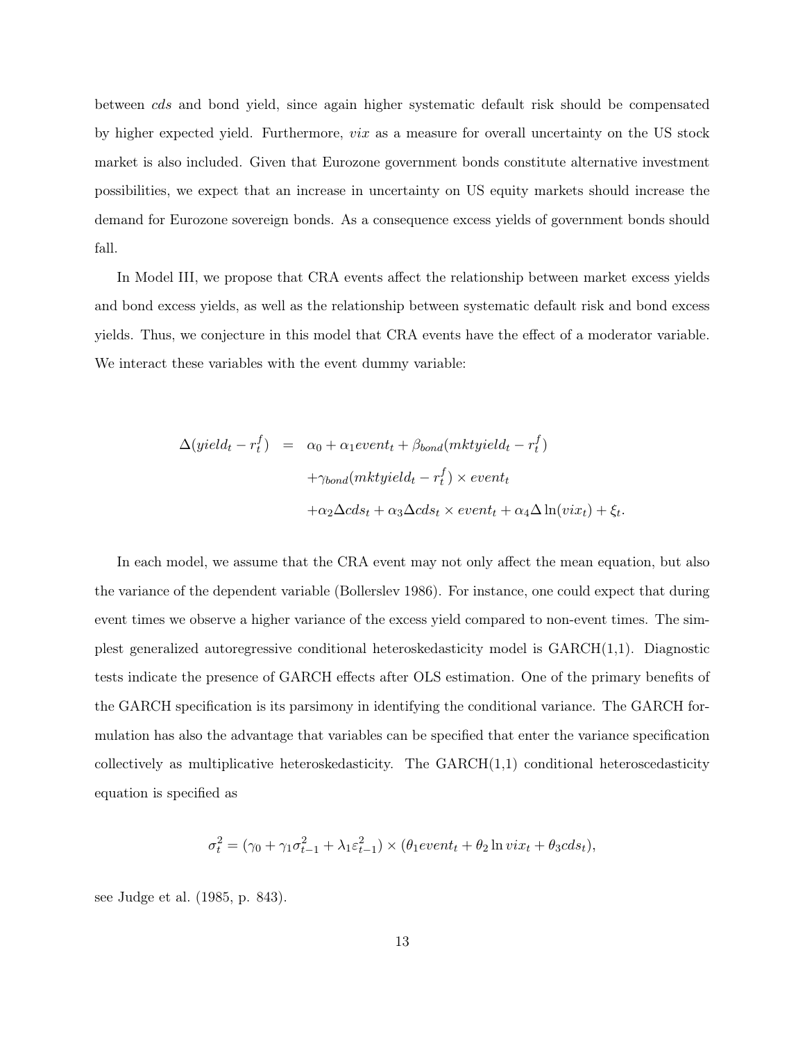between *cds* and bond yield, since again higher systematic default risk should be compensated by higher expected yield. Furthermore, *vix* as a measure for overall uncertainty on the US stock market is also included. Given that Eurozone government bonds constitute alternative investment possibilities, we expect that an increase in uncertainty on US equity markets should increase the demand for Eurozone sovereign bonds. As a consequence excess yields of government bonds should fall.

In Model III, we propose that CRA events affect the relationship between market excess yields and bond excess yields, as well as the relationship between systematic default risk and bond excess yields. Thus, we conjecture in this model that CRA events have the effect of a moderator variable. We interact these variables with the event dummy variable:

$$
\begin{aligned}
\Delta(yield_t - r_t^f) &= \alpha_0 + \alpha_1 event_t + \beta_{bond}(mktyield_t - r_t^f) \\
&\quad + \gamma_{bond}(mktyield_t - r_t^f) \times event_t \\
&\quad + \alpha_2 \Delta cds_t + \alpha_3 \Delta cds_t \times event_t + \alpha_4 \Delta \ln(vix_t) + \xi_t.
\end{aligned}
$$

In each model, we assume that the CRA event may not only affect the mean equation, but also the variance of the dependent variable (Bollerslev 1986). For instance, one could expect that during event times we observe a higher variance of the excess yield compared to non-event times. The simplest generalized autoregressive conditional heteroskedasticity model is GARCH(1,1). Diagnostic tests indicate the presence of GARCH effects after OLS estimation. One of the primary benefits of the GARCH specification is its parsimony in identifying the conditional variance. The GARCH formulation has also the advantage that variables can be specified that enter the variance specification collectively as multiplicative heteroskedasticity. The GARCH(1,1) conditional heteroscedasticity equation is specified as

$$
\sigma_t^2 = (\gamma_0 + \gamma_1 \sigma_{t-1}^2 + \lambda_1 \varepsilon_{t-1}^2) \times (\theta_1 event_t + \theta_2 \ln vix_t + \theta_3 cds_t),
$$

see Judge et al. (1985, p. 843).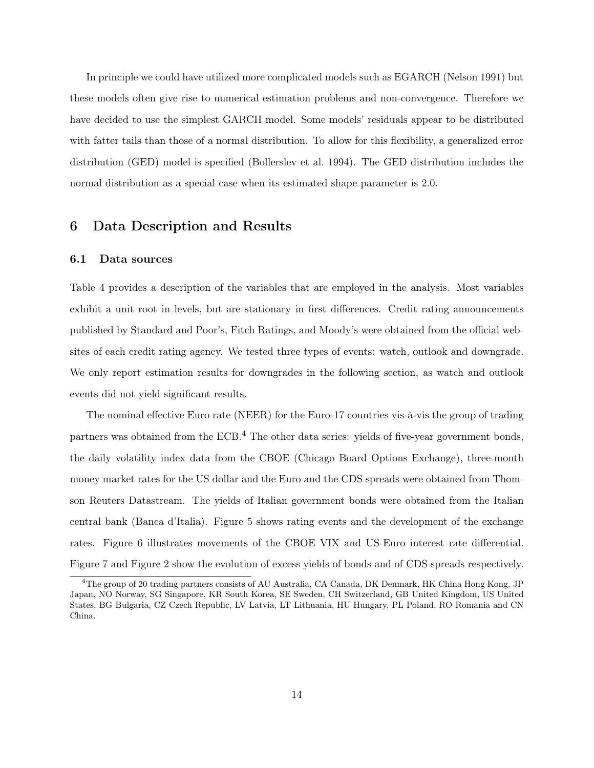In principle we could have utilized more complicated models such as EGARCH (Nelson 1991) but these models often give rise to numerical estimation problems and non-convergence. Therefore we have decided to use the simplest GARCH model. Some models' residuals appear to be distributed with fatter tails than those of a normal distribution. To allow for this flexibility, a generalized error distribution (GED) model is specified (Bollerslev et al. 1994). The GED distribution includes the normal distribution as a special case when its estimated shape parameter is 2.0.

# 6 Data Description and Results

## 6.1 Data sources

Table 4 provides a description of the variables that are employed in the analysis. Most variables exhibit a unit root in levels, but are stationary in first differences. Credit rating announcements published by Standard and Poor's, Fitch Ratings, and Moody's were obtained from the official websites of each credit rating agency. We tested three types of events: watch, outlook and downgrade. We only report estimation results for downgrades in the following section, as watch and outlook events did not yield significant results.

The nominal effective Euro rate (NEER) for the Euro-17 countries vis-à-vis the group of trading partners was obtained from the ECB.[4] The other data series: yields of five-year government bonds, the daily volatility index data from the CBOE (Chicago Board Options Exchange), three-month money market rates for the US dollar and the Euro and the CDS spreads were obtained from Thomson Reuters Datastream. The yields of Italian government bonds were obtained from the Italian central bank (Banca d'Italia). Figure 5 shows rating events and the development of the exchange rates. Figure 6 illustrates movements of the CBOE VIX and US-Euro interest rate differential. Figure 7 and Figure 2 show the evolution of excess yields of bonds and of CDS spreads respectively.

[4] The group of 20 trading partners consists of AU Australia, CA Canada, DK Denmark, HK China Hong Kong, JP Japan, NO Norway, SG Singapore, KR South Korea, SE Sweden, CH Switzerland, GB United Kingdom, US United States, BG Bulgaria, CZ Czech Republic, LV Latvia, LT Lithuania, HU Hungary, PL Poland, RO Romania and CN China.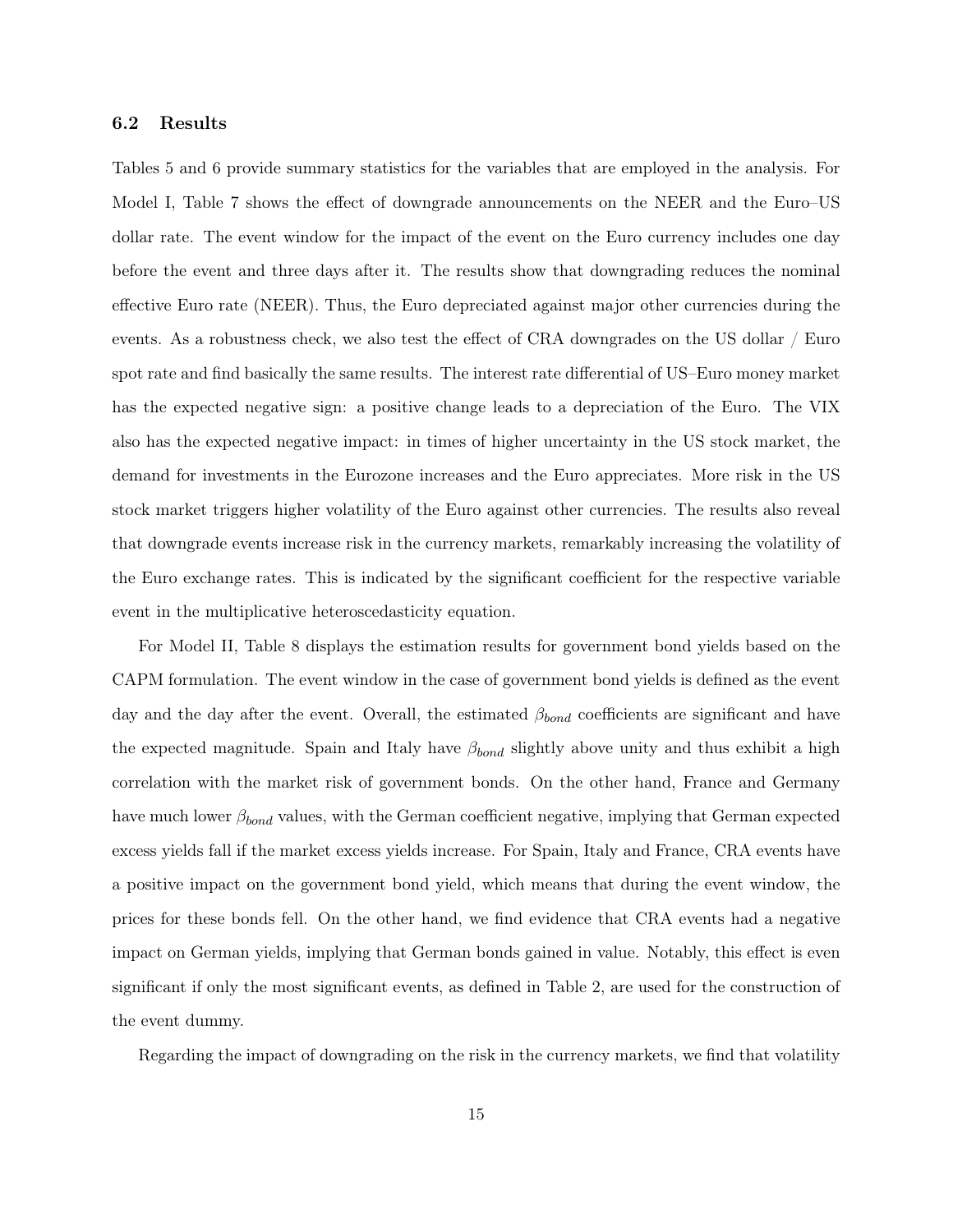### 6.2 Results

Tables 5 and 6 provide summary statistics for the variables that are employed in the analysis. For Model I, Table 7 shows the effect of downgrade announcements on the NEER and the Euro–US dollar rate. The event window for the impact of the event on the Euro currency includes one day before the event and three days after it. The results show that downgrading reduces the nominal effective Euro rate (NEER). Thus, the Euro depreciated against major other currencies during the events. As a robustness check, we also test the effect of CRA downgrades on the US dollar / Euro spot rate and find basically the same results. The interest rate differential of US–Euro money market has the expected negative sign: a positive change leads to a depreciation of the Euro. The VIX also has the expected negative impact: in times of higher uncertainty in the US stock market, the demand for investments in the Eurozone increases and the Euro appreciates. More risk in the US stock market triggers higher volatility of the Euro against other currencies. The results also reveal that downgrade events increase risk in the currency markets, remarkably increasing the volatility of the Euro exchange rates. This is indicated by the significant coefficient for the respective variable event in the multiplicative heteroscedasticity equation.

For Model II, Table 8 displays the estimation results for government bond yields based on the CAPM formulation. The event window in the case of government bond yields is defined as the event day and the day after the event. Overall, the estimated $\beta_{bond}$ coefficients are significant and have the expected magnitude. Spain and Italy have $\beta_{bond}$ slightly above unity and thus exhibit a high correlation with the market risk of government bonds. On the other hand, France and Germany have much lower $\beta_{bond}$ values, with the German coefficient negative, implying that German expected excess yields fall if the market excess yields increase. For Spain, Italy and France, CRA events have a positive impact on the government bond yield, which means that during the event window, the prices for these bonds fell. On the other hand, we find evidence that CRA events had a negative impact on German yields, implying that German bonds gained in value. Notably, this effect is even significant if only the most significant events, as defined in Table 2, are used for the construction of the event dummy.

Regarding the impact of downgrading on the risk in the currency markets, we find that volatility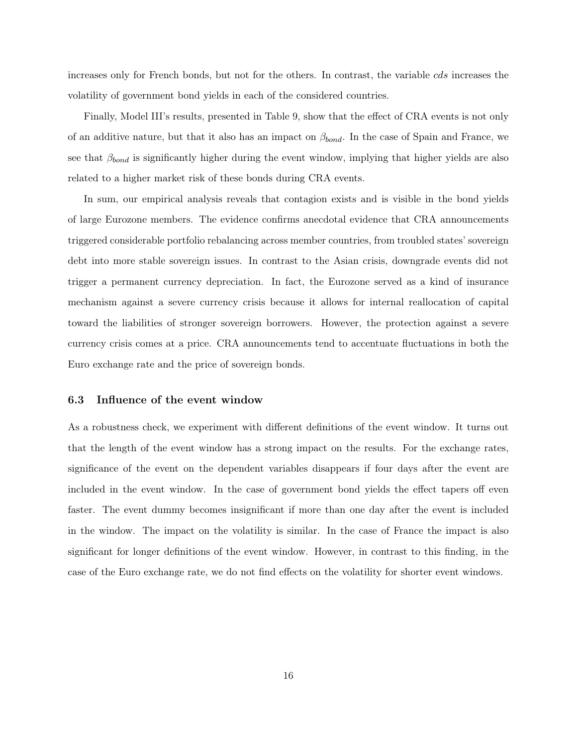increases only for French bonds, but not for the others. In contrast, the variable *cds* increases the volatility of government bond yields in each of the considered countries.

Finally, Model III's results, presented in Table 9, show that the effect of CRA events is not only of an additive nature, but that it also has an impact on $\beta_{bond}$. In the case of Spain and France, we see that $\beta_{bond}$ is significantly higher during the event window, implying that higher yields are also related to a higher market risk of these bonds during CRA events.

In sum, our empirical analysis reveals that contagion exists and is visible in the bond yields of large Eurozone members. The evidence confirms anecdotal evidence that CRA announcements triggered considerable portfolio rebalancing across member countries, from troubled states' sovereign debt into more stable sovereign issues. In contrast to the Asian crisis, downgrade events did not trigger a permanent currency depreciation. In fact, the Eurozone served as a kind of insurance mechanism against a severe currency crisis because it allows for internal reallocation of capital toward the liabilities of stronger sovereign borrowers. However, the protection against a severe currency crisis comes at a price. CRA announcements tend to accentuate fluctuations in both the Euro exchange rate and the price of sovereign bonds.

### 6.3 Influence of the event window

As a robustness check, we experiment with different definitions of the event window. It turns out that the length of the event window has a strong impact on the results. For the exchange rates, significance of the event on the dependent variables disappears if four days after the event are included in the event window. In the case of government bond yields the effect tapers off even faster. The event dummy becomes insignificant if more than one day after the event is included in the window. The impact on the volatility is similar. In the case of France the impact is also significant for longer definitions of the event window. However, in contrast to this finding, in the case of the Euro exchange rate, we do not find effects on the volatility for shorter event windows.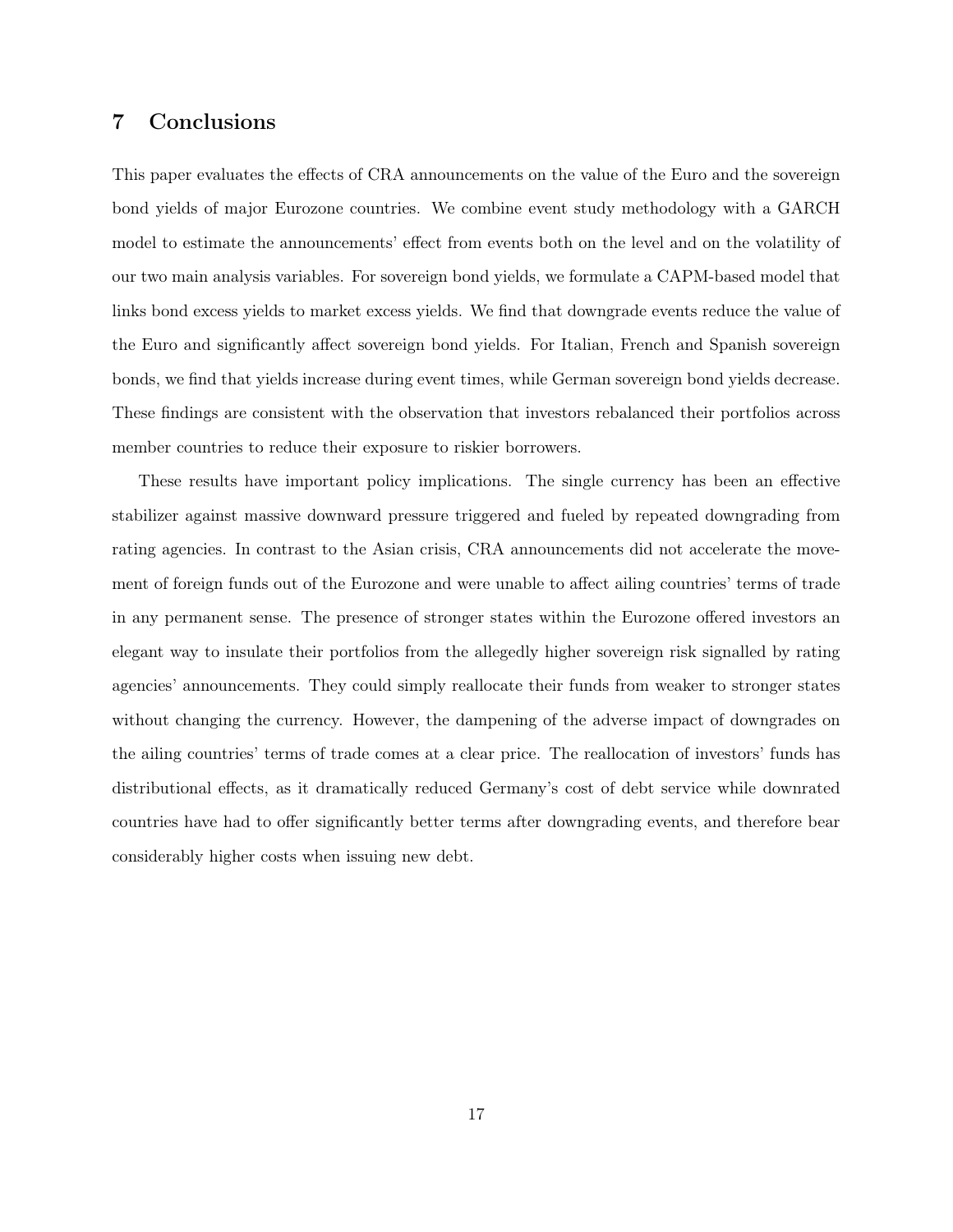## 7 Conclusions

This paper evaluates the effects of CRA announcements on the value of the Euro and the sovereign bond yields of major Eurozone countries. We combine event study methodology with a GARCH model to estimate the announcements' effect from events both on the level and on the volatility of our two main analysis variables. For sovereign bond yields, we formulate a CAPM-based model that links bond excess yields to market excess yields. We find that downgrade events reduce the value of the Euro and significantly affect sovereign bond yields. For Italian, French and Spanish sovereign bonds, we find that yields increase during event times, while German sovereign bond yields decrease. These findings are consistent with the observation that investors rebalanced their portfolios across member countries to reduce their exposure to riskier borrowers.

These results have important policy implications. The single currency has been an effective stabilizer against massive downward pressure triggered and fueled by repeated downgrading from rating agencies. In contrast to the Asian crisis, CRA announcements did not accelerate the movement of foreign funds out of the Eurozone and were unable to affect ailing countries' terms of trade in any permanent sense. The presence of stronger states within the Eurozone offered investors an elegant way to insulate their portfolios from the allegedly higher sovereign risk signalled by rating agencies' announcements. They could simply reallocate their funds from weaker to stronger states without changing the currency. However, the dampening of the adverse impact of downgrades on the ailing countries' terms of trade comes at a clear price. The reallocation of investors' funds has distributional effects, as it dramatically reduced Germany's cost of debt service while downrated countries have had to offer significantly better terms after downgrading events, and therefore bear considerably higher costs when issuing new debt.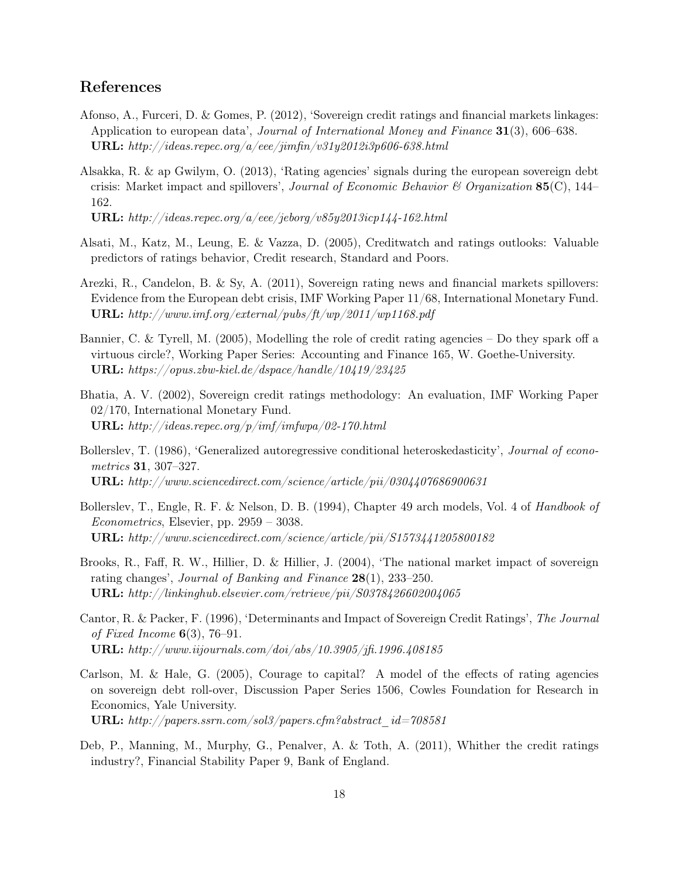## References

Afonso, A., Furceri, D. & Gomes, P. (2012), 'Sovereign credit ratings and financial markets linkages: Application to european data', *Journal of International Money and Finance* **31**(3), 606–638.
**URL:** *http://ideas.repec.org/a/eee/jimfin/v31y2012i3p606-638.html*

Alsakka, R. & ap Gwilym, O. (2013), 'Rating agencies' signals during the european sovereign debt crisis: Market impact and spillovers', *Journal of Economic Behavior & Organization* **85**(C), 144–162.
**URL:** *http://ideas.repec.org/a/eee/jeborg/v85y2013icp144-162.html*

Alsati, M., Katz, M., Leung, E. & Vazza, D. (2005), Creditwatch and ratings outlooks: Valuable predictors of ratings behavior, Credit research, Standard and Poors.

Arezki, R., Candelon, B. & Sy, A. (2011), Sovereign rating news and financial markets spillovers: Evidence from the European debt crisis, IMF Working Paper 11/68, International Monetary Fund.
**URL:** *http://www.imf.org/external/pubs/ft/wp/2011/wp1168.pdf*

Bannier, C. & Tyrell, M. (2005), Modelling the role of credit rating agencies – Do they spark off a virtuous circle?, Working Paper Series: Accounting and Finance 165, W. Goethe-University.
**URL:** *https://opus.zbw-kiel.de/dspace/handle/10419/23425*

Bhatia, A. V. (2002), Sovereign credit ratings methodology: An evaluation, IMF Working Paper 02/170, International Monetary Fund.
**URL:** *http://ideas.repec.org/p/imf/imfwpa/02-170.html*

Bollerslev, T. (1986), 'Generalized autoregressive conditional heteroskedasticity', *Journal of econometrics* **31**, 307–327.
**URL:** *http://www.sciencedirect.com/science/article/pii/0304407686900631*

Bollerslev, T., Engle, R. F. & Nelson, D. B. (1994), Chapter 49 arch models, Vol. 4 of *Handbook of Econometrics*, Elsevier, pp. 2959 – 3038.
**URL:** *http://www.sciencedirect.com/science/article/pii/S1573441205800182*

Brooks, R., Faff, R. W., Hillier, D. & Hillier, J. (2004), 'The national market impact of sovereign rating changes', *Journal of Banking and Finance* **28**(1), 233–250.
**URL:** *http://linkinghub.elsevier.com/retrieve/pii/S0378426602004065*

Cantor, R. & Packer, F. (1996), 'Determinants and Impact of Sovereign Credit Ratings', *The Journal of Fixed Income* **6**(3), 76–91.
**URL:** *http://www.iijournals.com/doi/abs/10.3905/jfi.1996.408185*

Carlson, M. & Hale, G. (2005), Courage to capital? A model of the effects of rating agencies on sovereign debt roll-over, Discussion Paper Series 1506, Cowles Foundation for Research in Economics, Yale University.
**URL:** *http://papers.ssrn.com/sol3/papers.cfm?abstract_id=708581*

Deb, P., Manning, M., Murphy, G., Penalver, A. & Toth, A. (2011), Whither the credit ratings industry?, Financial Stability Paper 9, Bank of England.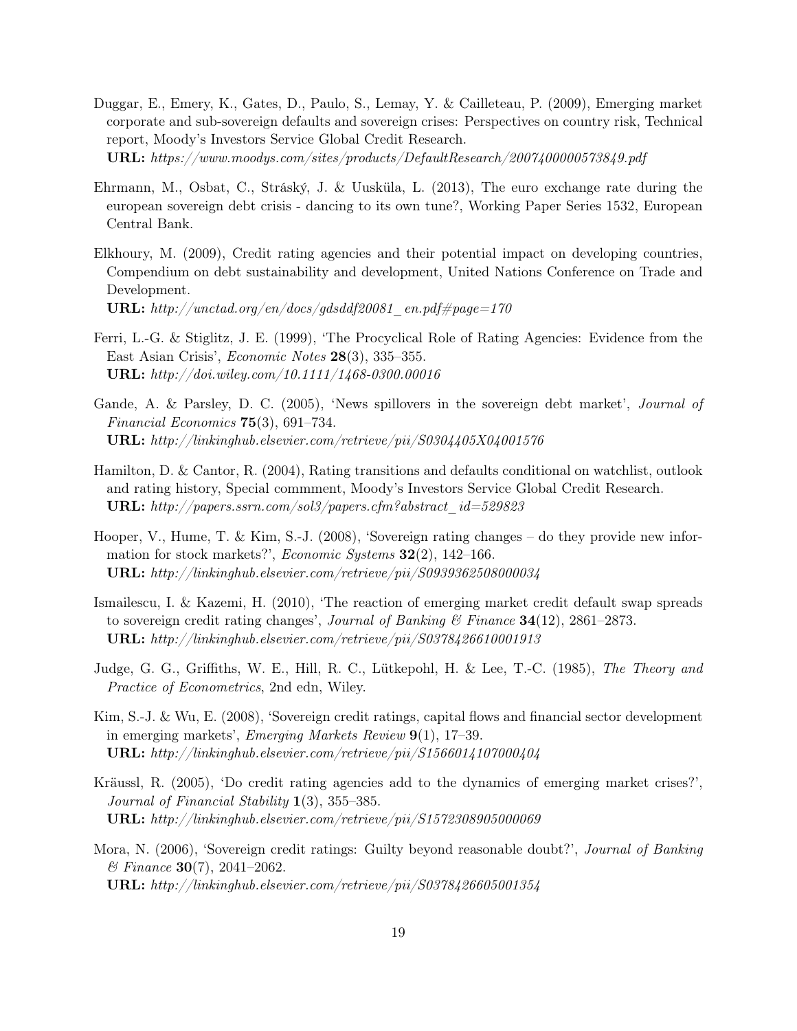Duggar, E., Emery, K., Gates, D., Paulo, S., Lemay, Y. & Cailleteau, P. (2009), Emerging market corporate and sub-sovereign defaults and sovereign crises: Perspectives on country risk, Technical report, Moody's Investors Service Global Credit Research.
**URL:** *https://www.moodys.com/sites/products/DefaultResearch/2007400000573849.pdf*

Ehrmann, M., Osbat, C., Stráský, J. & Uusküla, L. (2013), The euro exchange rate during the european sovereign debt crisis - dancing to its own tune?, Working Paper Series 1532, European Central Bank.

Elkhoury, M. (2009), Credit rating agencies and their potential impact on developing countries, Compendium on debt sustainability and development, United Nations Conference on Trade and Development.
**URL:** *http://unctad.org/en/docs/gdsddf20081_en.pdf#page=170*

Ferri, L.-G. & Stiglitz, J. E. (1999), 'The Procyclical Role of Rating Agencies: Evidence from the East Asian Crisis', *Economic Notes* **28**(3), 335–355.
**URL:** *http://doi.wiley.com/10.1111/1468-0300.00016*

Gande, A. & Parsley, D. C. (2005), 'News spillovers in the sovereign debt market', *Journal of Financial Economics* **75**(3), 691–734.
**URL:** *http://linkinghub.elsevier.com/retrieve/pii/S0304405X04001576*

Hamilton, D. & Cantor, R. (2004), Rating transitions and defaults conditional on watchlist, outlook and rating history, Special commment, Moody's Investors Service Global Credit Research.
**URL:** *http://papers.ssrn.com/sol3/papers.cfm?abstract_id=529823*

Hooper, V., Hume, T. & Kim, S.-J. (2008), 'Sovereign rating changes – do they provide new information for stock markets?', *Economic Systems* **32**(2), 142–166.
**URL:** *http://linkinghub.elsevier.com/retrieve/pii/S0939362508000034*

Ismailescu, I. & Kazemi, H. (2010), 'The reaction of emerging market credit default swap spreads to sovereign credit rating changes', *Journal of Banking & Finance* **34**(12), 2861–2873.
**URL:** *http://linkinghub.elsevier.com/retrieve/pii/S0378426610001913*

Judge, G. G., Griffiths, W. E., Hill, R. C., Lütkepohl, H. & Lee, T.-C. (1985), *The Theory and Practice of Econometrics*, 2nd edn, Wiley.

Kim, S.-J. & Wu, E. (2008), 'Sovereign credit ratings, capital flows and financial sector development in emerging markets', *Emerging Markets Review* **9**(1), 17–39.
**URL:** *http://linkinghub.elsevier.com/retrieve/pii/S1566014107000404*

Kräussl, R. (2005), 'Do credit rating agencies add to the dynamics of emerging market crises?', *Journal of Financial Stability* **1**(3), 355–385.
**URL:** *http://linkinghub.elsevier.com/retrieve/pii/S1572308905000069*

Mora, N. (2006), 'Sovereign credit ratings: Guilty beyond reasonable doubt?', *Journal of Banking & Finance* **30**(7), 2041–2062.
**URL:** *http://linkinghub.elsevier.com/retrieve/pii/S0378426605001354*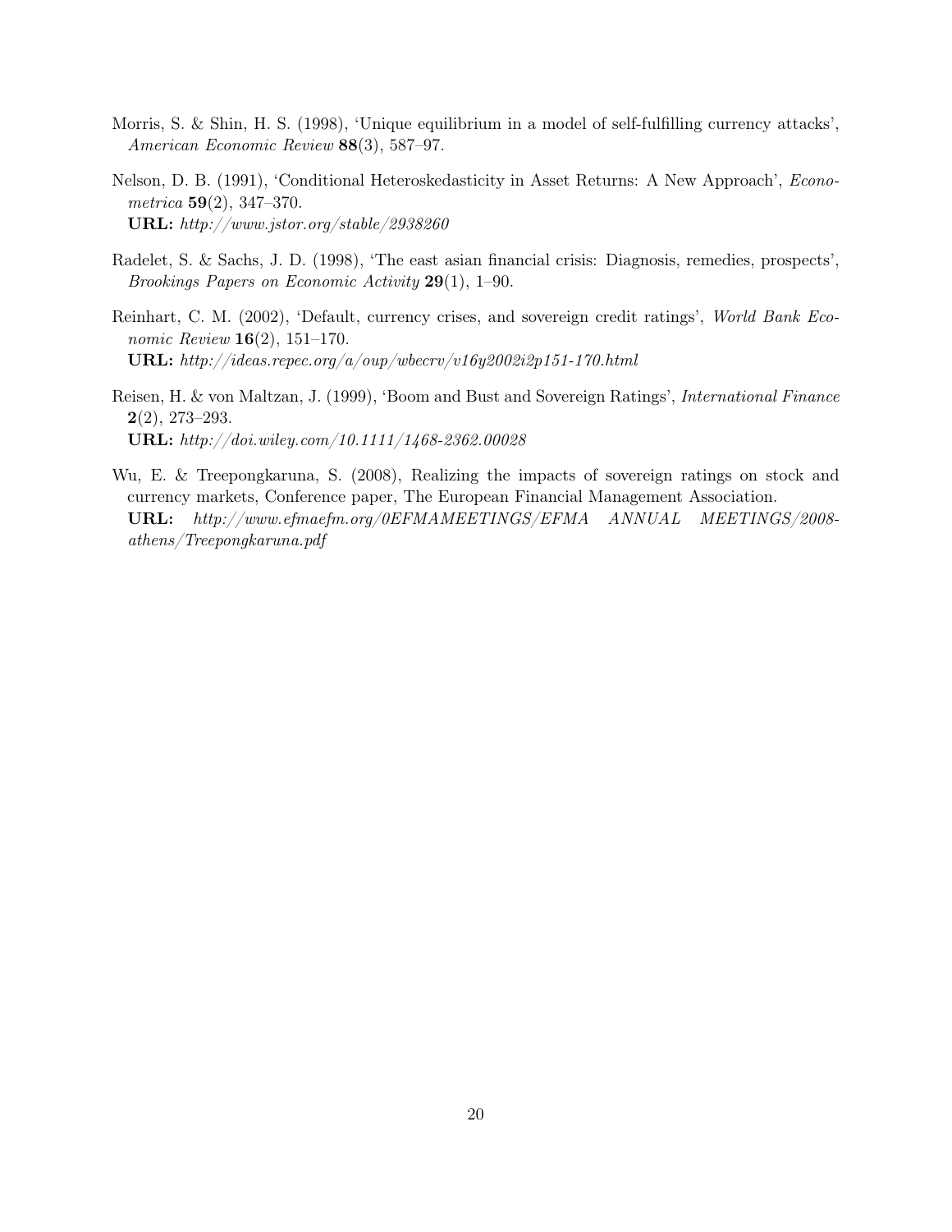Morris, S. & Shin, H. S. (1998), 'Unique equilibrium in a model of self-fulfilling currency attacks', *American Economic Review* **88**(3), 587–97.

Nelson, D. B. (1991), 'Conditional Heteroskedasticity in Asset Returns: A New Approach', *Econometrica* **59**(2), 347–370.
**URL:** *http://www.jstor.org/stable/2938260*

Radelet, S. & Sachs, J. D. (1998), 'The east asian financial crisis: Diagnosis, remedies, prospects', *Brookings Papers on Economic Activity* **29**(1), 1–90.

Reinhart, C. M. (2002), 'Default, currency crises, and sovereign credit ratings', *World Bank Economic Review* **16**(2), 151–170.
**URL:** *http://ideas.repec.org/a/oup/wbecrv/v16y2002i2p151-170.html*

Reisen, H. & von Maltzan, J. (1999), 'Boom and Bust and Sovereign Ratings', *International Finance* **2**(2), 273–293.
**URL:** *http://doi.wiley.com/10.1111/1468-2362.00028*

Wu, E. & Treepongkaruna, S. (2008), Realizing the impacts of sovereign ratings on stock and currency markets, Conference paper, The European Financial Management Association.
**URL:** *http://www.efmaefm.org/0EFMAMEETINGS/EFMA ANNUAL MEETINGS/2008-athens/Treepongkaruna.pdf*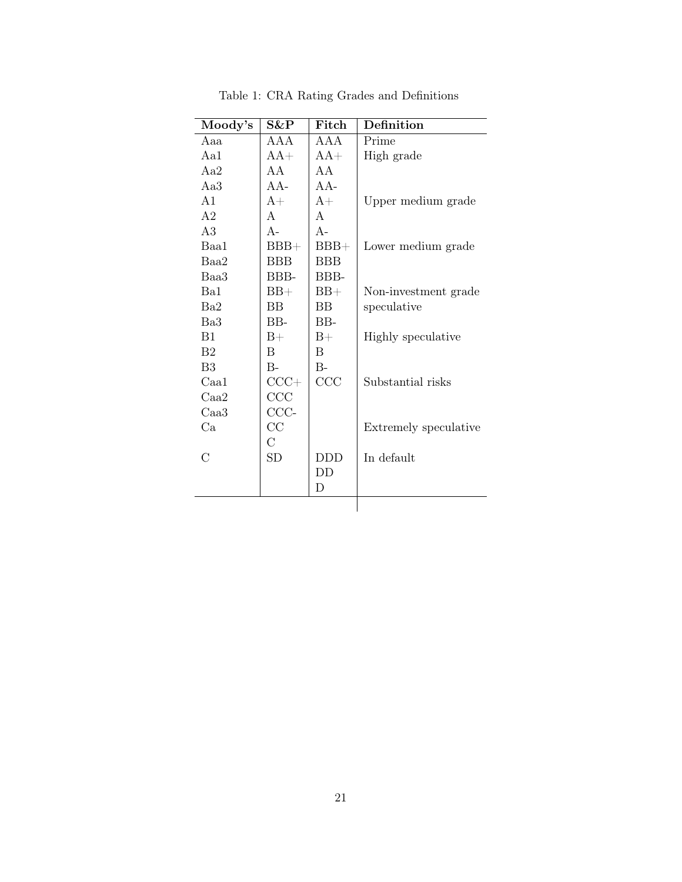Table 1: CRA Rating Grades and Definitions

| Moody's | S&P | Fitch | Definition |
|---|---|---|---|
| Aaa | AAA | AAA | Prime |
| Aa1 | AA+ | AA+ | High grade |
| Aa2 | AA | AA | |
| Aa3 | AA- | AA- | |
| A1 | A+ | A+ | Upper medium grade |
| A2 | A | A | |
| A3 | A- | A- | |
| Baa1 | BBB+ | BBB+ | Lower medium grade |
| Baa2 | BBB | BBB | |
| Baa3 | BBB- | BBB- | |
| Ba1 | BB+ | BB+ | Non-investment grade |
| Ba2 | BB | BB | speculative |
| Ba3 | BB- | BB- | |
| B1 | B+ | B+ | Highly speculative |
| B2 | B | B | |
| B3 | B- | B- | |
| Caa1 | CCC+ | CCC | Substantial risks |
| Caa2 | CCC | | |
| Caa3 | CCC- | | |
| Ca | CC | | Extremely speculative |
| | C | | |
| C | SD | DDD | In default |
| | | DD | |
| | | D | |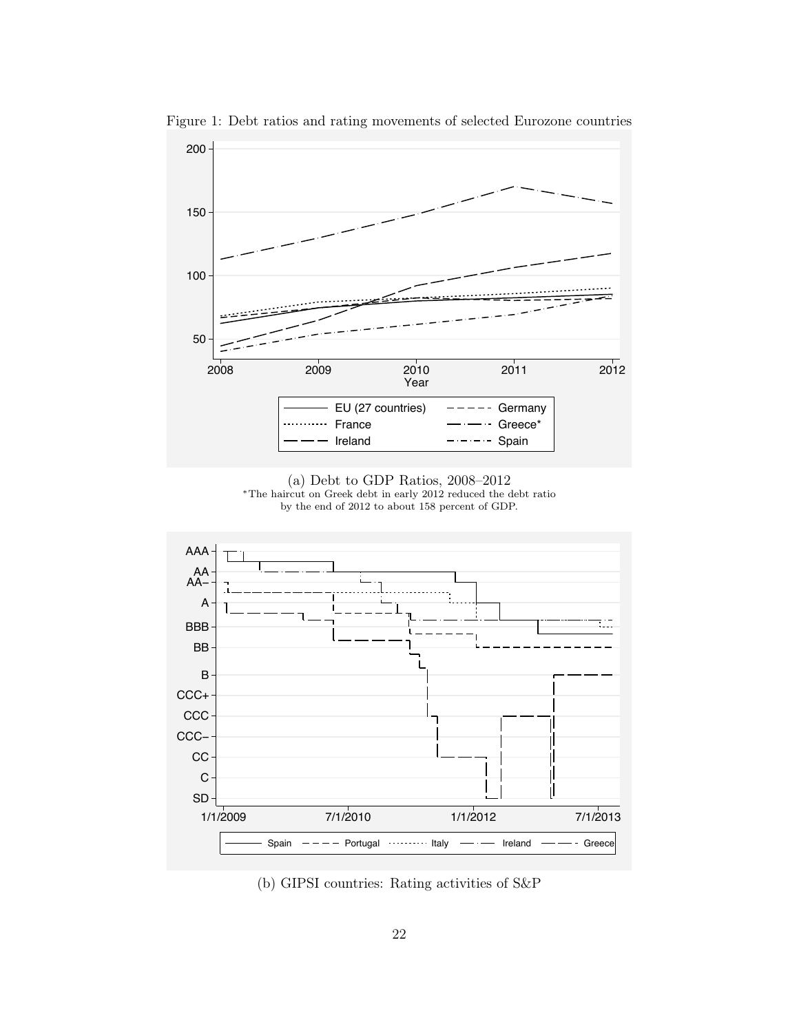Figure 1: Debt ratios and rating movements of selected Eurozone countries

(a) Debt to GDP Ratios, 2008–2012
*The haircut on Greek debt in early 2012 reduced the debt ratio by the end of 2012 to about 158 percent of GDP.

(b) GIPSI countries: Rating activities of S&P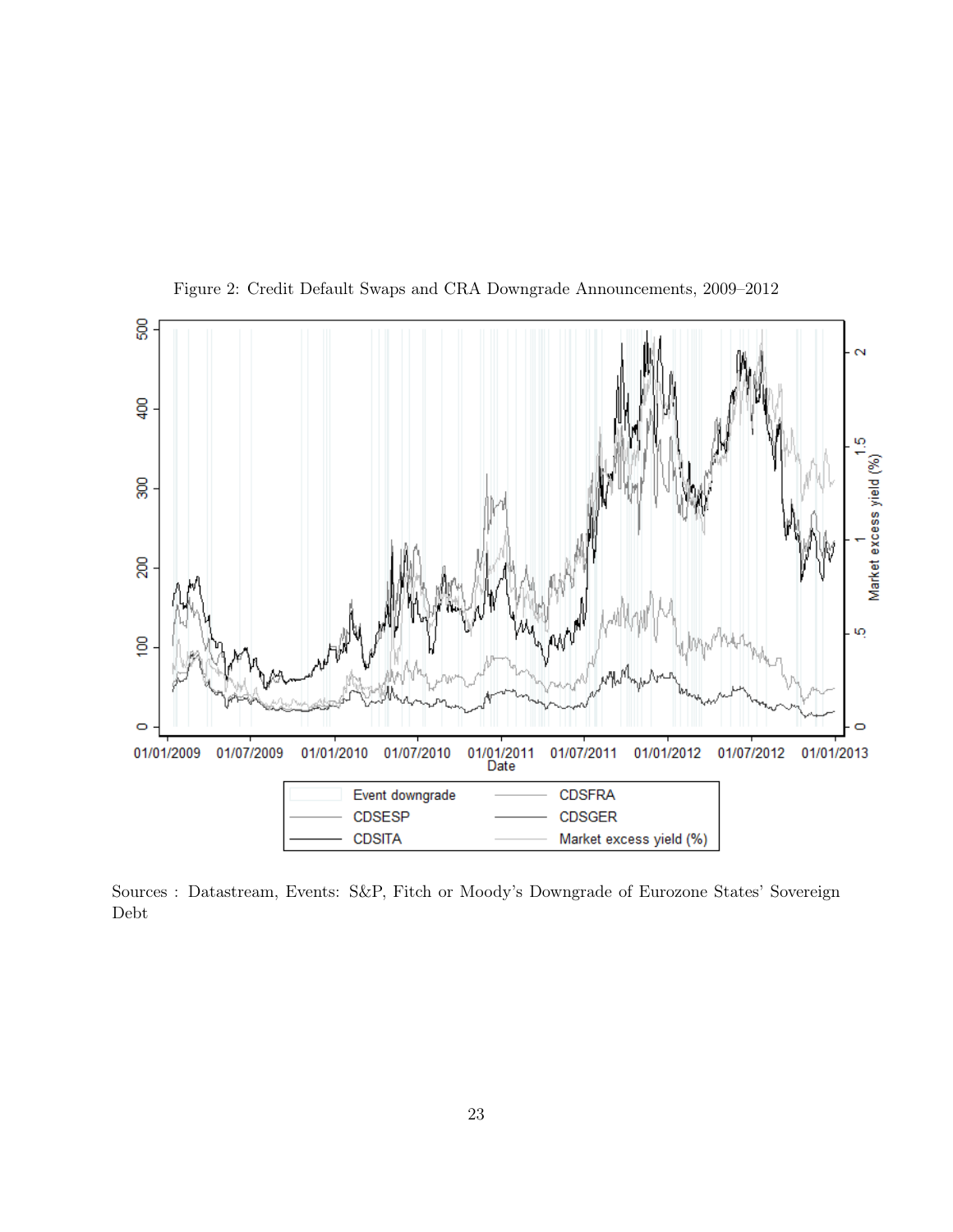Figure 2: Credit Default Swaps and CRA Downgrade Announcements, 2009–2012

Sources : Datastream, Events: S&P, Fitch or Moody's Downgrade of Eurozone States' Sovereign Debt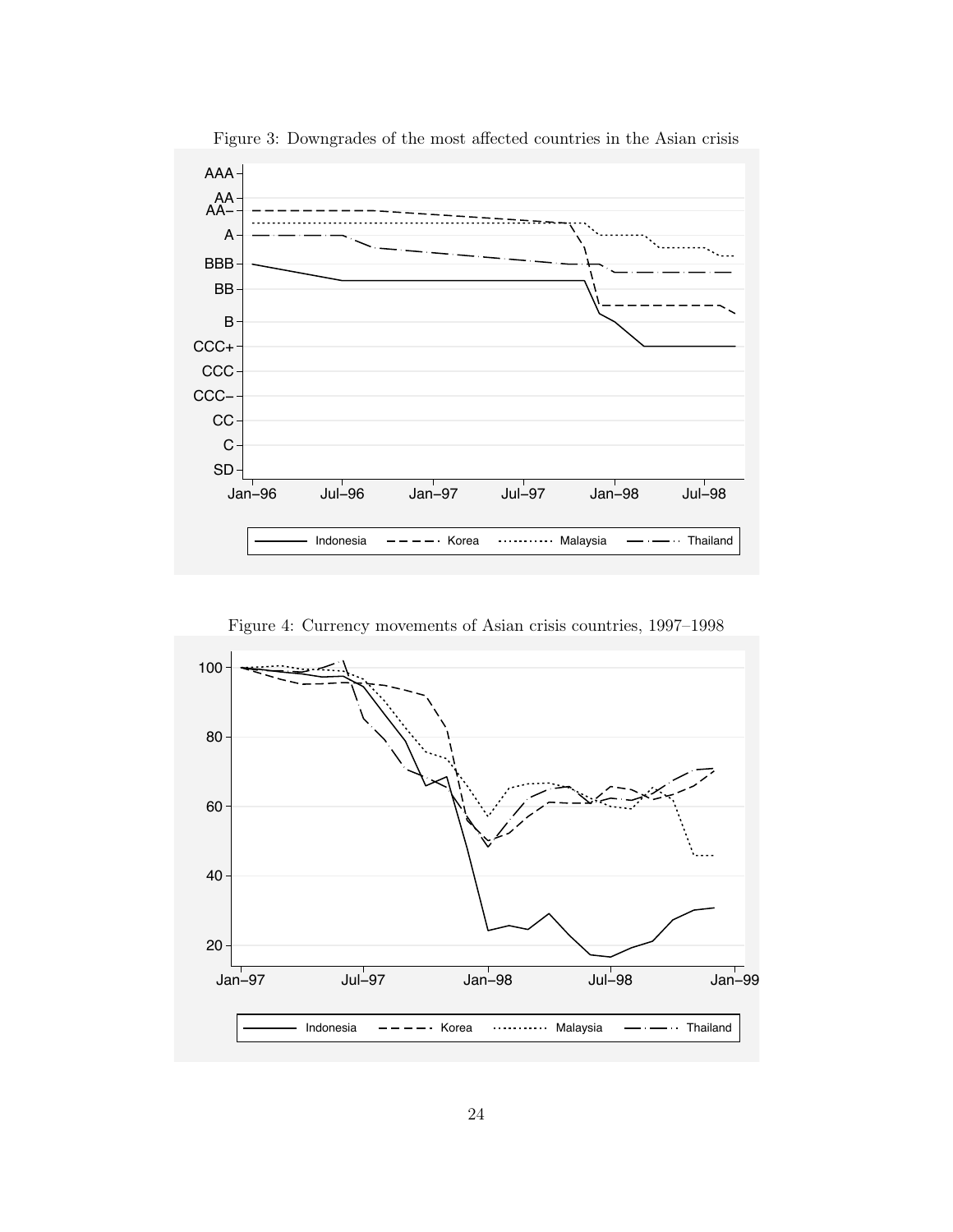Figure 3: Downgrades of the most affected countries in the Asian crisis

Figure 4: Currency movements of Asian crisis countries, 1997–1998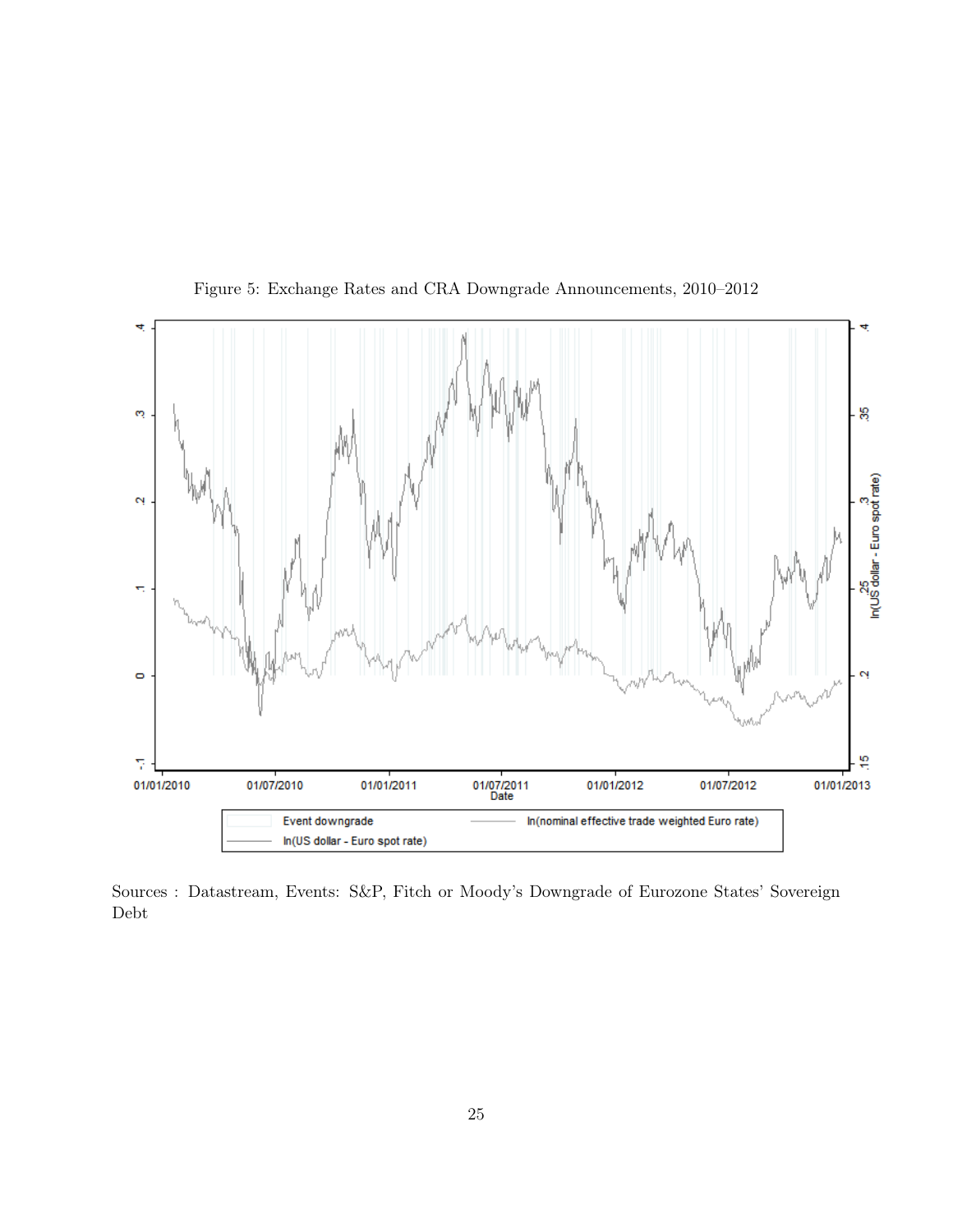Figure 5: Exchange Rates and CRA Downgrade Announcements, 2010–2012

Sources : Datastream, Events: S&P, Fitch or Moody's Downgrade of Eurozone States' Sovereign Debt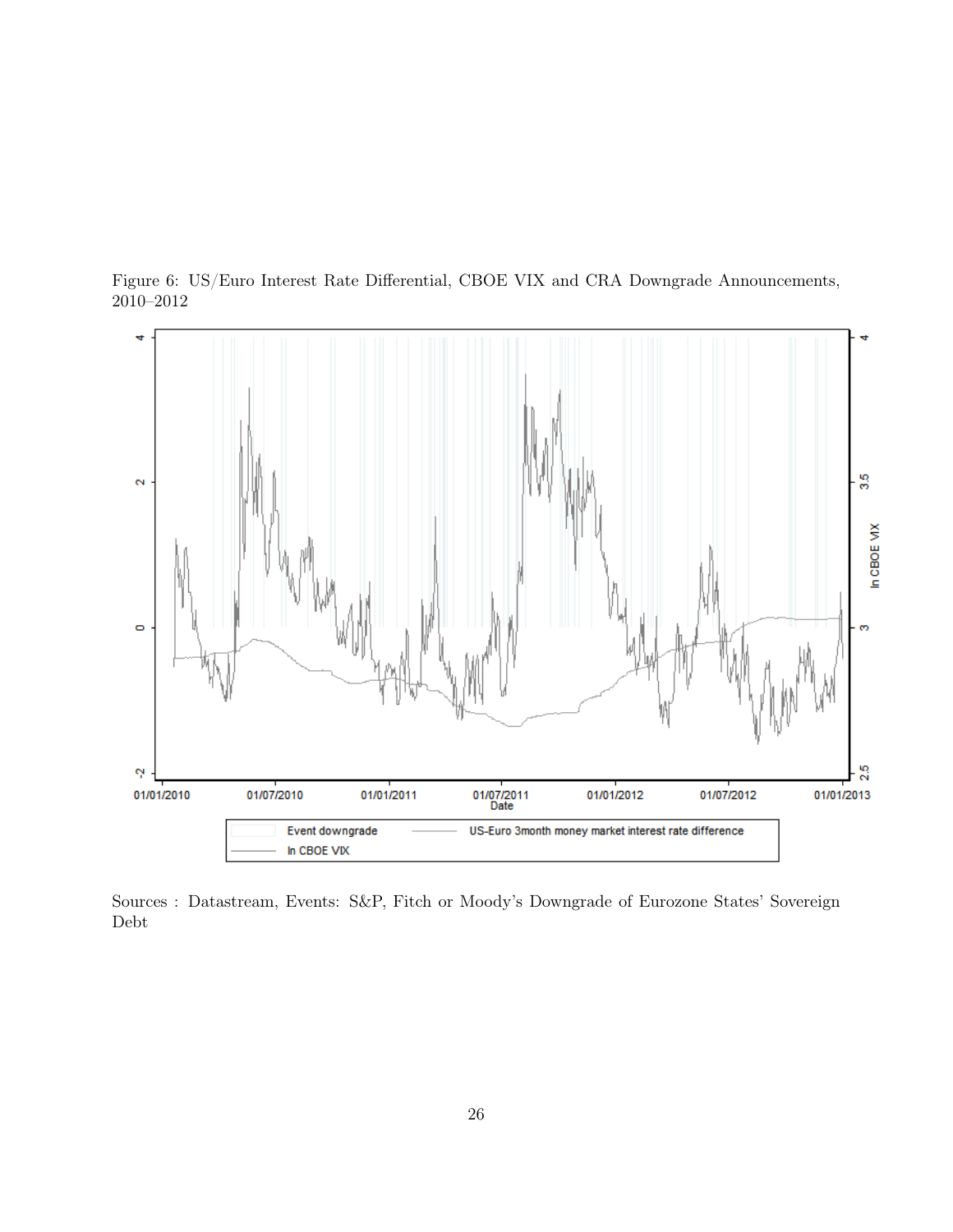Figure 6: US/Euro Interest Rate Differential, CBOE VIX and CRA Downgrade Announcements, 2010–2012

Sources : Datastream, Events: S&P, Fitch or Moody's Downgrade of Eurozone States' Sovereign Debt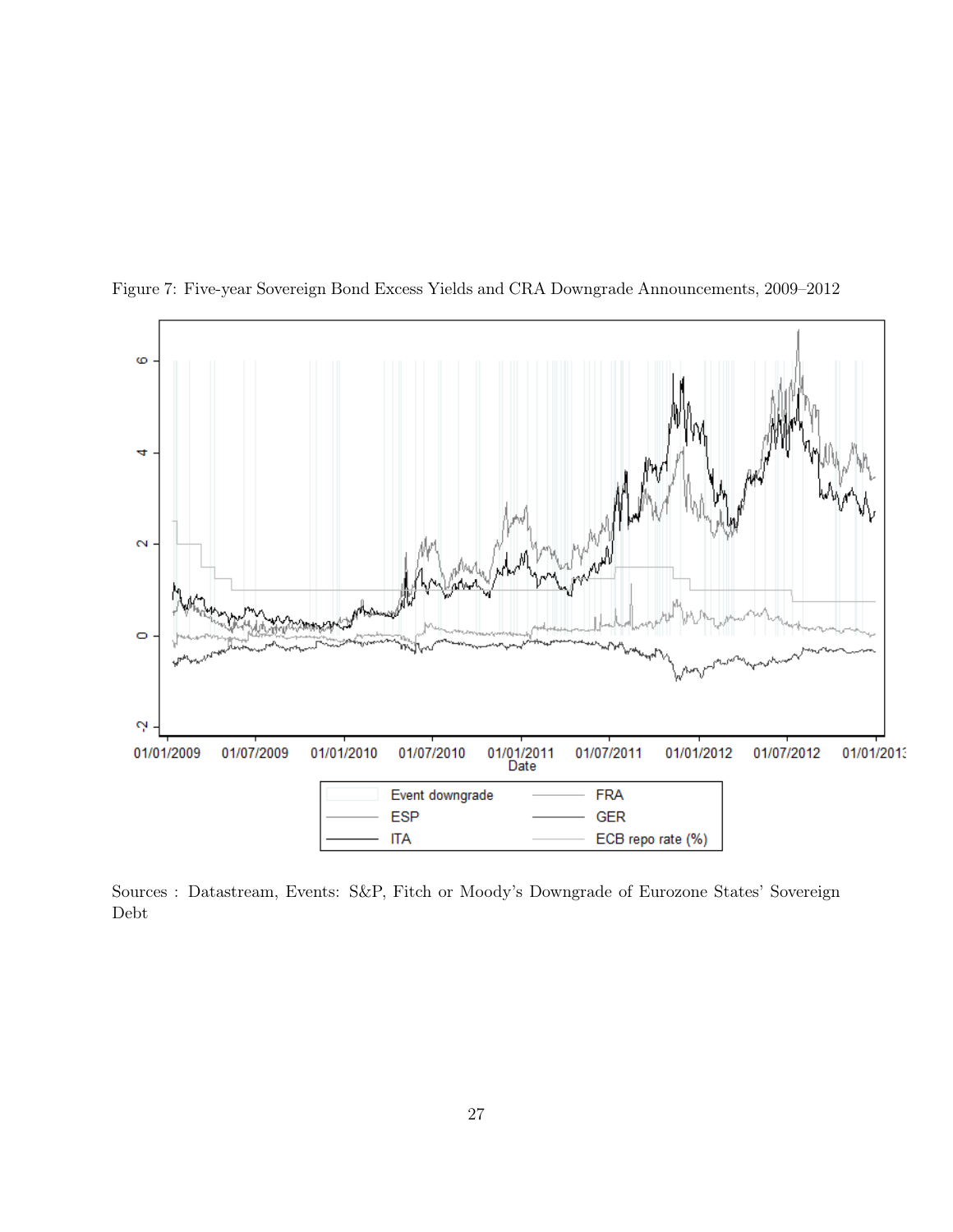Figure 7: Five-year Sovereign Bond Excess Yields and CRA Downgrade Announcements, 2009–2012

Sources : Datastream, Events: S&P, Fitch or Moody's Downgrade of Eurozone States' Sovereign Debt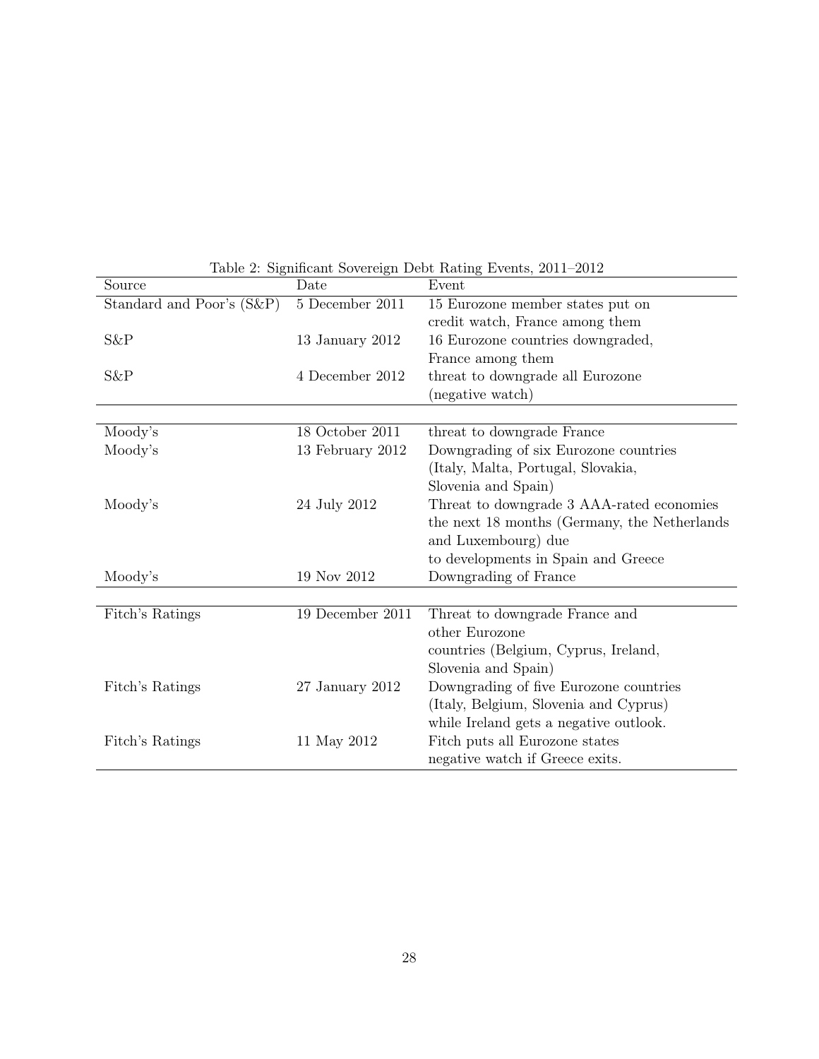Table 2: Significant Sovereign Debt Rating Events, 2011–2012

| Source | Date | Event |
| --- | --- | --- |
| Standard and Poor's (S&P) | 5 December 2011 | 15 Eurozone member states put on credit watch, France among them |
| S&P | 13 January 2012 | 16 Eurozone countries downgraded, France among them |
| S&P | 4 December 2012 | threat to downgrade all Eurozone (negative watch) |
| Moody's | 18 October 2011 | threat to downgrade France |
| Moody's | 13 February 2012 | Downgrading of six Eurozone countries (Italy, Malta, Portugal, Slovakia, Slovenia and Spain) |
| Moody's | 24 July 2012 | Threat to downgrade 3 AAA-rated economies the next 18 months (Germany, the Netherlands and Luxembourg) due to developments in Spain and Greece |
| Moody's | 19 Nov 2012 | Downgrading of France |
| Fitch's Ratings | 19 December 2011 | Threat to downgrade France and other Eurozone countries (Belgium, Cyprus, Ireland, Slovenia and Spain) |
| Fitch's Ratings | 27 January 2012 | Downgrading of five Eurozone countries (Italy, Belgium, Slovenia and Cyprus) while Ireland gets a negative outlook. |
| Fitch's Ratings | 11 May 2012 | Fitch puts all Eurozone states negative watch if Greece exits. |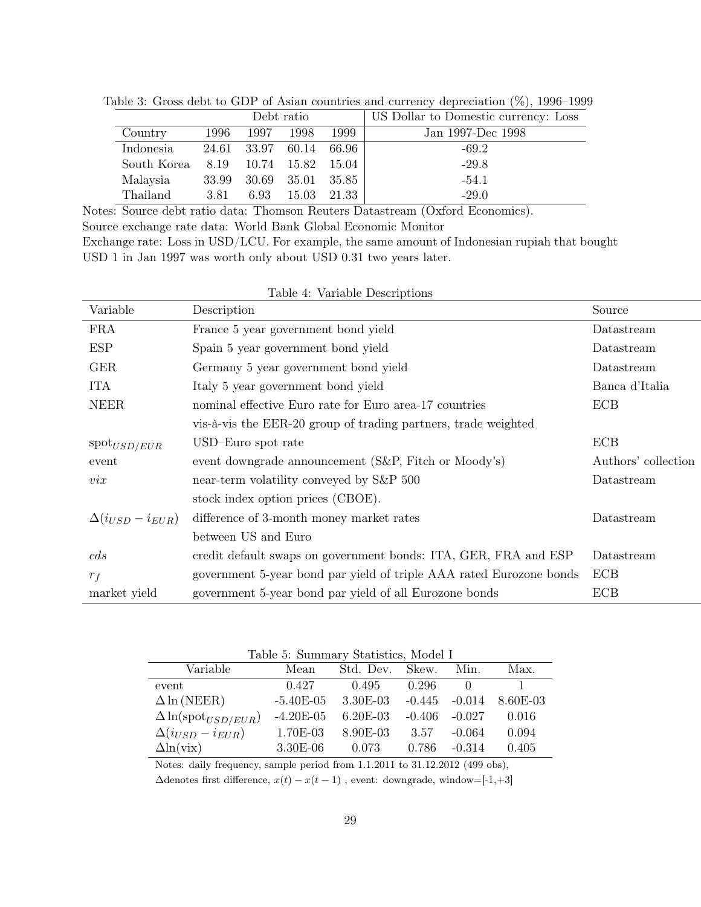Table 3: Gross debt to GDP of Asian countries and currency depreciation (%), 1996–1999

| | Debt ratio | | | | US Dollar to Domestic currency: Loss |
|---|---|---|---|---|---|
| Country | 1996 | 1997 | 1998 | 1999 | Jan 1997-Dec 1998 |
| Indonesia | 24.61 | 33.97 | 60.14 | 66.96 | -69.2 |
| South Korea | 8.19 | 10.74 | 15.82 | 15.04 | -29.8 |
| Malaysia | 33.99 | 30.69 | 35.01 | 35.85 | -54.1 |
| Thailand | 3.81 | 6.93 | 15.03 | 21.33 | -29.0 |

Notes: Source debt ratio data: Thomson Reuters Datastream (Oxford Economics).
Source exchange rate data: World Bank Global Economic Monitor
Exchange rate: Loss in USD/LCU. For example, the same amount of Indonesian rupiah that bought USD 1 in Jan 1997 was worth only about USD 0.31 two years later.

Table 4: Variable Descriptions

| Variable | Description | Source |
|---|---|---|
| FRA | France 5 year government bond yield | Datastream |
| ESP | Spain 5 year government bond yield | Datastream |
| GER | Germany 5 year government bond yield | Datastream |
| ITA | Italy 5 year government bond yield | Banca d'Italia |
| NEER | nominal effective Euro rate for Euro area-17 countries vis-à-vis the EER-20 group of trading partners, trade weighted | ECB |
| $\text{spot}_{USD/EUR}$ | USD–Euro spot rate | ECB |
| event | event downgrade announcement (S&P, Fitch or Moody's) | Authors' collection |
| $vix$ | near-term volatility conveyed by S&P 500 stock index option prices (CBOE). | Datastream |
| $\Delta(i_{USD} - i_{EUR})$ | difference of 3-month money market rates between US and Euro | Datastream |
| $cds$ | credit default swaps on government bonds: ITA, GER, FRA and ESP | Datastream |
| $r_f$ | government 5-year bond par yield of triple AAA rated Eurozone bonds | ECB |
| market yield | government 5-year bond par yield of all Eurozone bonds | ECB |

Table 5: Summary Statistics, Model I

| Variable | Mean | Std. Dev. | Skew. | Min. | Max. |
|---|---|---|---|---|---|
| event | 0.427 | 0.495 | 0.296 | 0 | 1 |
| $\Delta \ln(\text{NEER})$ | -5.40E-05 | 3.30E-03 | -0.445 | -0.014 | 8.60E-03 |
| $\Delta \ln(\text{spot}_{USD/EUR})$ | -4.20E-05 | 6.20E-03 | -0.406 | -0.027 | 0.016 |
| $\Delta(i_{USD} - i_{EUR})$ | 1.70E-03 | 8.90E-03 | 3.57 | -0.064 | 0.094 |
| $\Delta\ln(\text{vix})$ | 3.30E-06 | 0.073 | 0.786 | -0.314 | 0.405 |

Notes: daily frequency, sample period from 1.1.2011 to 31.12.2012 (499 obs),
$\Delta$denotes first difference, $x(t) - x(t-1)$ , event: downgrade, window=[-1,+3]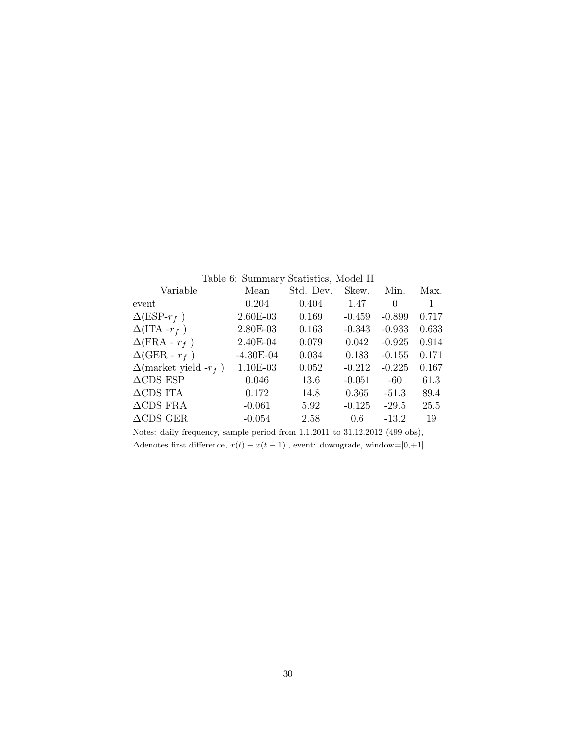Table 6: Summary Statistics, Model II

| Variable | Mean | Std. Dev. | Skew. | Min. | Max. |
|---|---|---|---|---|---|
| event | 0.204 | 0.404 | 1.47 | 0 | 1 |
| $\Delta$(ESP-$r_f$ ) | 2.60E-03 | 0.169 | -0.459 | -0.899 | 0.717 |
| $\Delta$(ITA -$r_f$ ) | 2.80E-03 | 0.163 | -0.343 | -0.933 | 0.633 |
| $\Delta$(FRA - $r_f$ ) | 2.40E-04 | 0.079 | 0.042 | -0.925 | 0.914 |
| $\Delta$(GER - $r_f$ ) | -4.30E-04 | 0.034 | 0.183 | -0.155 | 0.171 |
| $\Delta$(market yield -$r_f$ ) | 1.10E-03 | 0.052 | -0.212 | -0.225 | 0.167 |
| $\Delta$CDS ESP | 0.046 | 13.6 | -0.051 | -60 | 61.3 |
| $\Delta$CDS ITA | 0.172 | 14.8 | 0.365 | -51.3 | 89.4 |
| $\Delta$CDS FRA | -0.061 | 5.92 | -0.125 | -29.5 | 25.5 |
| $\Delta$CDS GER | -0.054 | 2.58 | 0.6 | -13.2 | 19 |

Notes: daily frequency, sample period from 1.1.2011 to 31.12.2012 (499 obs), $\Delta$denotes first difference, $x(t) - x(t-1)$ , event: downgrade, window=[0,+1]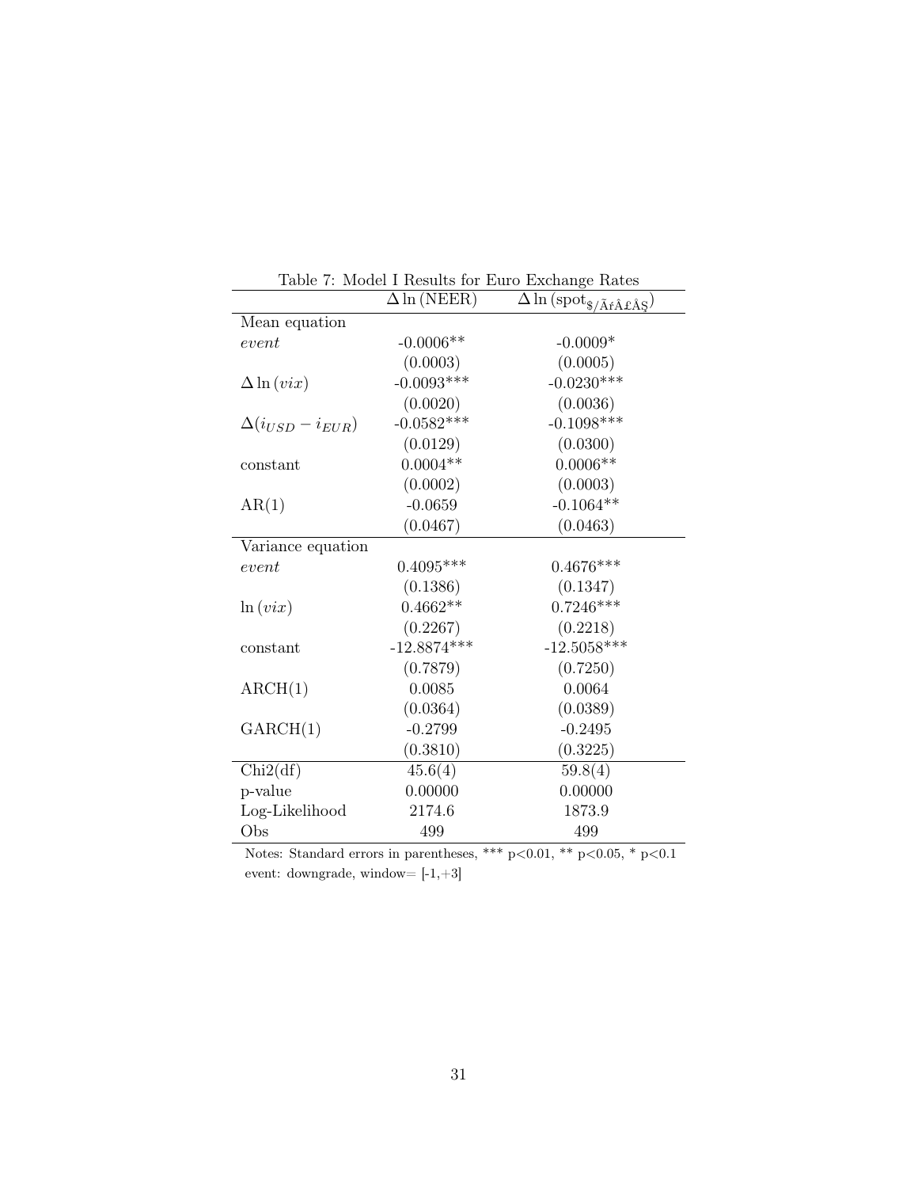Table 7: Model I Results for Euro Exchange Rates

| | $\Delta \ln(\text{NEER})$ | $\Delta \ln(\text{spot}_{\$/\text{ÃƒÂ£Â§}})$ |
|---|---|---|
| Mean equation | | |
| *event* | -0.0006** | -0.0009* |
| | (0.0003) | (0.0005) |
| $\Delta \ln(vix)$ | -0.0093*** | -0.0230*** |
| | (0.0020) | (0.0036) |
| $\Delta(i_{USD} - i_{EUR})$ | -0.0582*** | -0.1098*** |
| | (0.0129) | (0.0300) |
| constant | 0.0004** | 0.0006** |
| | (0.0002) | (0.0003) |
| AR(1) | -0.0659 | -0.1064** |
| | (0.0467) | (0.0463) |
| Variance equation | | |
| *event* | 0.4095*** | 0.4676*** |
| | (0.1386) | (0.1347) |
| $\ln(vix)$ | 0.4662** | 0.7246*** |
| | (0.2267) | (0.2218) |
| constant | -12.8874*** | -12.5058*** |
| | (0.7879) | (0.7250) |
| ARCH(1) | 0.0085 | 0.0064 |
| | (0.0364) | (0.0389) |
| GARCH(1) | -0.2799 | -0.2495 |
| | (0.3810) | (0.3225) |
| Chi2(df) | 45.6(4) | 59.8(4) |
| p-value | 0.00000 | 0.00000 |
| Log-Likelihood | 2174.6 | 1873.9 |
| Obs | 499 | 499 |

Notes: Standard errors in parentheses, *** p<0.01, ** p<0.05, * p<0.1
event: downgrade, window= [-1,+3]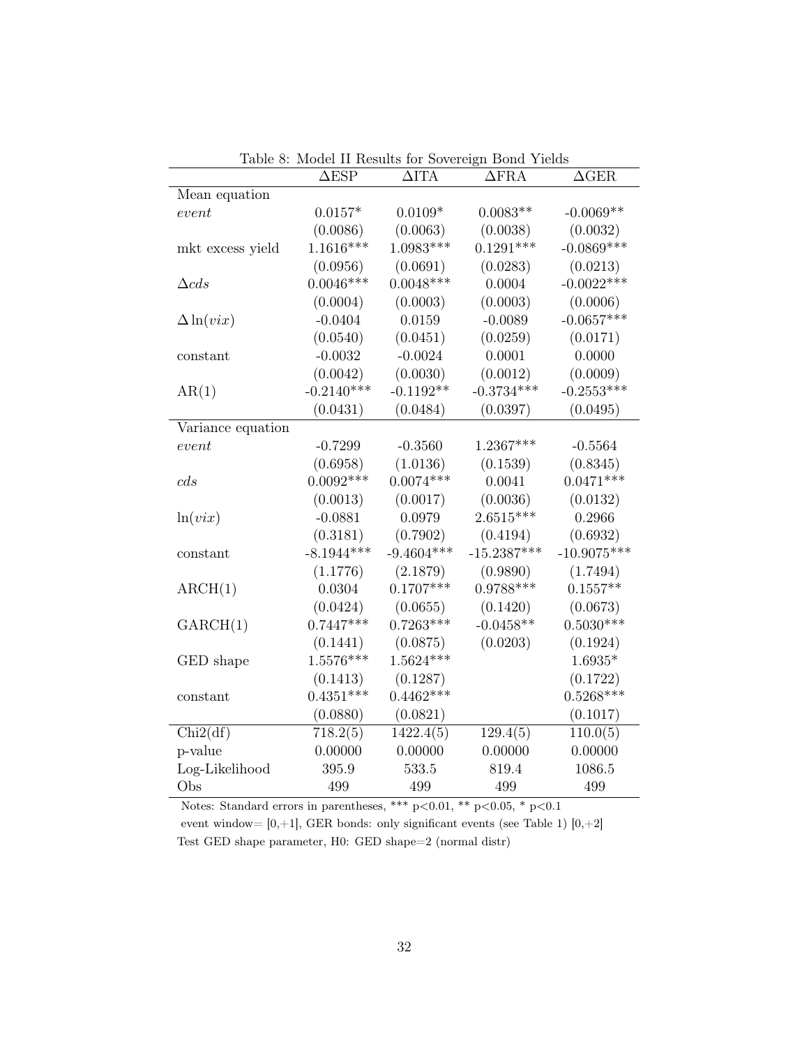Table 8: Model II Results for Sovereign Bond Yields

| | $\Delta$ESP | $\Delta$ITA | $\Delta$FRA | $\Delta$GER |
|---|---|---|---|---|
| Mean equation | | | | |
| *event* | 0.0157* | 0.0109* | 0.0083** | -0.0069** |
| | (0.0086) | (0.0063) | (0.0038) | (0.0032) |
| mkt excess yield | 1.1616*** | 1.0983*** | 0.1291*** | -0.0869*** |
| | (0.0956) | (0.0691) | (0.0283) | (0.0213) |
| $\Delta cds$ | 0.0046*** | 0.0048*** | 0.0004 | -0.0022*** |
| | (0.0004) | (0.0003) | (0.0003) | (0.0006) |
| $\Delta \ln(vix)$ | -0.0404 | 0.0159 | -0.0089 | -0.0657*** |
| | (0.0540) | (0.0451) | (0.0259) | (0.0171) |
| constant | -0.0032 | -0.0024 | 0.0001 | 0.0000 |
| | (0.0042) | (0.0030) | (0.0012) | (0.0009) |
| AR(1) | -0.2140*** | -0.1192** | -0.3734*** | -0.2553*** |
| | (0.0431) | (0.0484) | (0.0397) | (0.0495) |
| Variance equation | | | | |
| *event* | -0.7299 | -0.3560 | 1.2367*** | -0.5564 |
| | (0.6958) | (1.0136) | (0.1539) | (0.8345) |
| $cds$ | 0.0092*** | 0.0074*** | 0.0041 | 0.0471*** |
| | (0.0013) | (0.0017) | (0.0036) | (0.0132) |
| $\ln(vix)$ | -0.0881 | 0.0979 | 2.6515*** | 0.2966 |
| | (0.3181) | (0.7902) | (0.4194) | (0.6932) |
| constant | -8.1944*** | -9.4604*** | -15.2387*** | -10.9075*** |
| | (1.1776) | (2.1879) | (0.9890) | (1.7494) |
| ARCH(1) | 0.0304 | 0.1707*** | 0.9788*** | 0.1557** |
| | (0.0424) | (0.0655) | (0.1420) | (0.0673) |
| GARCH(1) | 0.7447*** | 0.7263*** | -0.0458** | 0.5030*** |
| | (0.1441) | (0.0875) | (0.0203) | (0.1924) |
| GED shape | 1.5576*** | 1.5624*** | | 1.6935* |
| | (0.1413) | (0.1287) | | (0.1722) |
| constant | 0.4351*** | 0.4462*** | | 0.5268*** |
| | (0.0880) | (0.0821) | | (0.1017) |
| Chi2(df) | 718.2(5) | 1422.4(5) | 129.4(5) | 110.0(5) |
| p-value | 0.00000 | 0.00000 | 0.00000 | 0.00000 |
| Log-Likelihood | 395.9 | 533.5 | 819.4 | 1086.5 |
| Obs | 499 | 499 | 499 | 499 |

Notes: Standard errors in parentheses, *** p<0.01, ** p<0.05, * p<0.1

event window= [0,+1], GER bonds: only significant events (see Table 1) [0,+2]

Test GED shape parameter, H0: GED shape=2 (normal distr)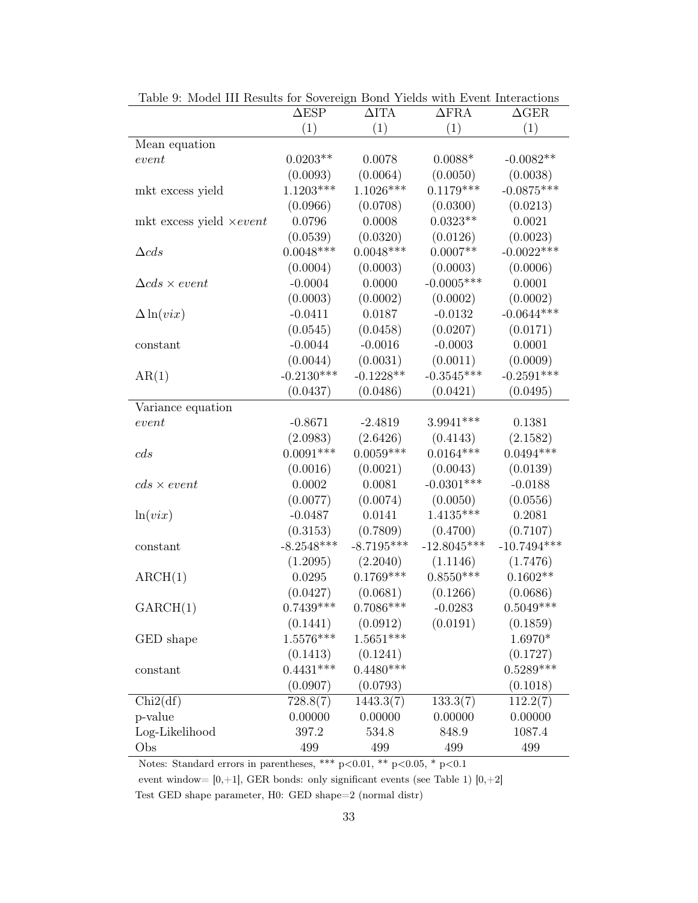Table 9: Model III Results for Sovereign Bond Yields with Event Interactions

| | ΔESP | ΔITA | ΔFRA | ΔGER |
|---|---|---|---|---|
| | (1) | (1) | (1) | (1) |
| Mean equation | | | | |
| *event* | 0.0203** | 0.0078 | 0.0088* | -0.0082** |
| | (0.0093) | (0.0064) | (0.0050) | (0.0038) |
| mkt excess yield | 1.1203*** | 1.1026*** | 0.1179*** | -0.0875*** |
| | (0.0966) | (0.0708) | (0.0300) | (0.0213) |
| mkt excess yield $\times event$ | 0.0796 | 0.0008 | 0.0323** | 0.0021 |
| | (0.0539) | (0.0320) | (0.0126) | (0.0023) |
| $\Delta cds$ | 0.0048*** | 0.0048*** | 0.0007** | -0.0022*** |
| | (0.0004) | (0.0003) | (0.0003) | (0.0006) |
| $\Delta cds \times event$ | -0.0004 | 0.0000 | -0.0005*** | 0.0001 |
| | (0.0003) | (0.0002) | (0.0002) | (0.0002) |
| $\Delta \ln(vix)$ | -0.0411 | 0.0187 | -0.0132 | -0.0644*** |
| | (0.0545) | (0.0458) | (0.0207) | (0.0171) |
| constant | -0.0044 | -0.0016 | -0.0003 | 0.0001 |
| | (0.0044) | (0.0031) | (0.0011) | (0.0009) |
| AR(1) | -0.2130*** | -0.1228** | -0.3545*** | -0.2591*** |
| | (0.0437) | (0.0486) | (0.0421) | (0.0495) |
| Variance equation | | | | |
| *event* | -0.8671 | -2.4819 | 3.9941*** | 0.1381 |
| | (2.0983) | (2.6426) | (0.4143) | (2.1582) |
| $cds$ | 0.0091*** | 0.0059*** | 0.0164*** | 0.0494*** |
| | (0.0016) | (0.0021) | (0.0043) | (0.0139) |
| $cds \times event$ | 0.0002 | 0.0081 | -0.0301*** | -0.0188 |
| | (0.0077) | (0.0074) | (0.0050) | (0.0556) |
| $\ln(vix)$ | -0.0487 | 0.0141 | 1.4135*** | 0.2081 |
| | (0.3153) | (0.7809) | (0.4700) | (0.7107) |
| constant | -8.2548*** | -8.7195*** | -12.8045*** | -10.7494*** |
| | (1.2095) | (2.2040) | (1.1146) | (1.7476) |
| ARCH(1) | 0.0295 | 0.1769*** | 0.8550*** | 0.1602** |
| | (0.0427) | (0.0681) | (0.1266) | (0.0686) |
| GARCH(1) | 0.7439*** | 0.7086*** | -0.0283 | 0.5049*** |
| | (0.1441) | (0.0912) | (0.0191) | (0.1859) |
| GED shape | 1.5576*** | 1.5651*** | | 1.6970* |
| | (0.1413) | (0.1241) | | (0.1727) |
| constant | 0.4431*** | 0.4480*** | | 0.5289*** |
| | (0.0907) | (0.0793) | | (0.1018) |
| Chi2(df) | 728.8(7) | 1443.3(7) | 133.3(7) | 112.2(7) |
| p-value | 0.00000 | 0.00000 | 0.00000 | 0.00000 |
| Log-Likelihood | 397.2 | 534.8 | 848.9 | 1087.4 |
| Obs | 499 | 499 | 499 | 499 |

Notes: Standard errors in parentheses, *** p<0.01, ** p<0.05, * p<0.1

event window= [0,+1], GER bonds: only significant events (see Table 1) [0,+2]

Test GED shape parameter, H0: GED shape=2 (normal distr)